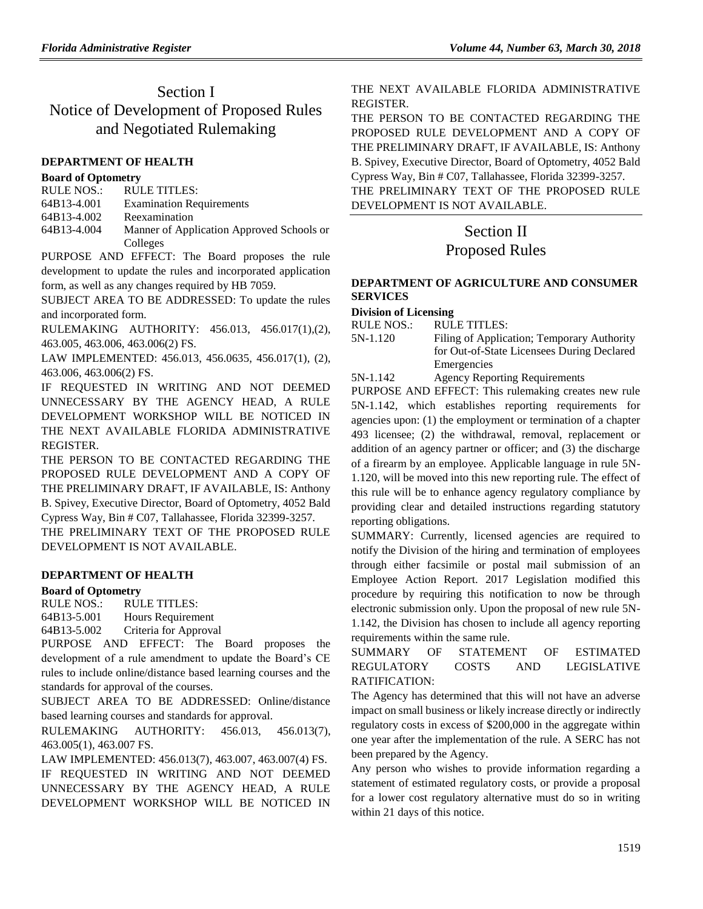# Section I
# Notice of Development of Proposed Rules and Negotiated Rulemaking

### DEPARTMENT OF HEALTH

#### Board of Optometry

| RULE NOS.: | RULE TITLES: |
|---|---|
| 64B13-4.001 | Examination Requirements |
| 64B13-4.002 | Reexamination |
| 64B13-4.004 | Manner of Application Approved Schools or Colleges |

PURPOSE AND EFFECT: The Board proposes the rule development to update the rules and incorporated application form, as well as any changes required by HB 7059.

SUBJECT AREA TO BE ADDRESSED: To update the rules and incorporated form.

RULEMAKING AUTHORITY: 456.013, 456.017(1),(2), 463.005, 463.006, 463.006(2) FS.

LAW IMPLEMENTED: 456.013, 456.0635, 456.017(1), (2), 463.006, 463.006(2) FS.

IF REQUESTED IN WRITING AND NOT DEEMED UNNECESSARY BY THE AGENCY HEAD, A RULE DEVELOPMENT WORKSHOP WILL BE NOTICED IN THE NEXT AVAILABLE FLORIDA ADMINISTRATIVE REGISTER.

THE PERSON TO BE CONTACTED REGARDING THE PROPOSED RULE DEVELOPMENT AND A COPY OF THE PRELIMINARY DRAFT, IF AVAILABLE, IS: Anthony B. Spivey, Executive Director, Board of Optometry, 4052 Bald Cypress Way, Bin # C07, Tallahassee, Florida 32399-3257.

THE PRELIMINARY TEXT OF THE PROPOSED RULE DEVELOPMENT IS NOT AVAILABLE.

### DEPARTMENT OF HEALTH

#### Board of Optometry

| RULE NOS.: | RULE TITLES: |
|---|---|
| 64B13-5.001 | Hours Requirement |
| 64B13-5.002 | Criteria for Approval |

PURPOSE AND EFFECT: The Board proposes the development of a rule amendment to update the Board's CE rules to include online/distance based learning courses and the standards for approval of the courses.

SUBJECT AREA TO BE ADDRESSED: Online/distance based learning courses and standards for approval.

RULEMAKING AUTHORITY: 456.013, 456.013(7), 463.005(1), 463.007 FS.

LAW IMPLEMENTED: 456.013(7), 463.007, 463.007(4) FS.

IF REQUESTED IN WRITING AND NOT DEEMED UNNECESSARY BY THE AGENCY HEAD, A RULE DEVELOPMENT WORKSHOP WILL BE NOTICED IN THE NEXT AVAILABLE FLORIDA ADMINISTRATIVE REGISTER.

THE PERSON TO BE CONTACTED REGARDING THE PROPOSED RULE DEVELOPMENT AND A COPY OF THE PRELIMINARY DRAFT, IF AVAILABLE, IS: Anthony B. Spivey, Executive Director, Board of Optometry, 4052 Bald Cypress Way, Bin # C07, Tallahassee, Florida 32399-3257.

THE PRELIMINARY TEXT OF THE PROPOSED RULE DEVELOPMENT IS NOT AVAILABLE.

# Section II
# Proposed Rules

### DEPARTMENT OF AGRICULTURE AND CONSUMER SERVICES

#### Division of Licensing

| RULE NOS.: | RULE TITLES: |
|---|---|
| 5N-1.120 | Filing of Application; Temporary Authority for Out-of-State Licensees During Declared Emergencies |
| 5N-1.142 | Agency Reporting Requirements |

PURPOSE AND EFFECT: This rulemaking creates new rule 5N-1.142, which establishes reporting requirements for agencies upon: (1) the employment or termination of a chapter 493 licensee; (2) the withdrawal, removal, replacement or addition of an agency partner or officer; and (3) the discharge of a firearm by an employee. Applicable language in rule 5N-1.120, will be moved into this new reporting rule. The effect of this rule will be to enhance agency regulatory compliance by providing clear and detailed instructions regarding statutory reporting obligations.

SUMMARY: Currently, licensed agencies are required to notify the Division of the hiring and termination of employees through either facsimile or postal mail submission of an Employee Action Report. 2017 Legislation modified this procedure by requiring this notification to now be through electronic submission only. Upon the proposal of new rule 5N-1.142, the Division has chosen to include all agency reporting requirements within the same rule.

SUMMARY OF STATEMENT OF ESTIMATED REGULATORY COSTS AND LEGISLATIVE RATIFICATION:

The Agency has determined that this will not have an adverse impact on small business or likely increase directly or indirectly regulatory costs in excess of $200,000 in the aggregate within one year after the implementation of the rule. A SERC has not been prepared by the Agency.

Any person who wishes to provide information regarding a statement of estimated regulatory costs, or provide a proposal for a lower cost regulatory alternative must do so in writing within 21 days of this notice.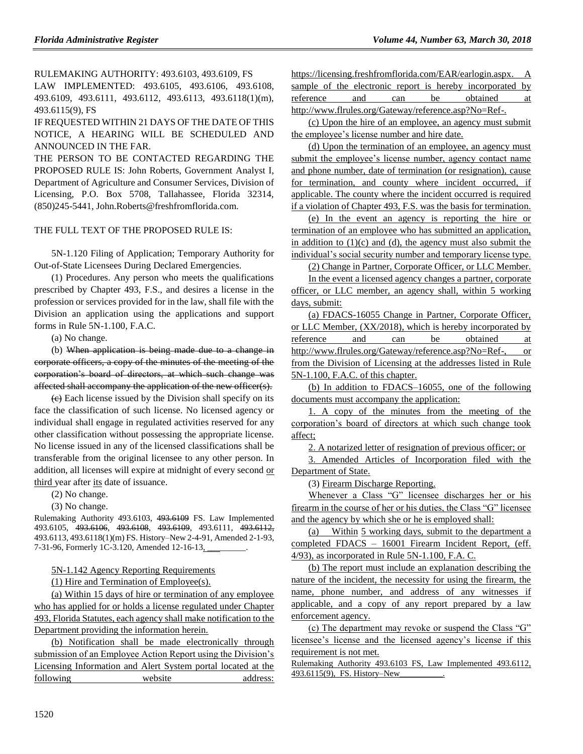RULEMAKING AUTHORITY: 493.6103, 493.6109, FS

LAW IMPLEMENTED: 493.6105, 493.6106, 493.6108, 493.6109, 493.6111, 493.6112, 493.6113, 493.6118(1)(m), 493.6115(9), FS

IF REQUESTED WITHIN 21 DAYS OF THE DATE OF THIS NOTICE, A HEARING WILL BE SCHEDULED AND ANNOUNCED IN THE FAR.

THE PERSON TO BE CONTACTED REGARDING THE PROPOSED RULE IS: John Roberts, Government Analyst I, Department of Agriculture and Consumer Services, Division of Licensing, P.O. Box 5708, Tallahassee, Florida 32314, (850)245-5441, John.Roberts@freshfromflorida.com.

THE FULL TEXT OF THE PROPOSED RULE IS:

5N-1.120 Filing of Application; Temporary Authority for Out-of-State Licensees During Declared Emergencies.

(1) Procedures. Any person who meets the qualifications prescribed by Chapter 493, F.S., and desires a license in the profession or services provided for in the law, shall file with the Division an application using the applications and support forms in Rule 5N-1.100, F.A.C.

(a) No change.

(b) ~~When application is being made due to a change in corporate officers, a copy of the minutes of the meeting of the corporation's board of directors, at which such change was affected shall accompany the application of the new officer(s).~~

~~(c)~~ Each license issued by the Division shall specify on its face the classification of such license. No licensed agency or individual shall engage in regulated activities reserved for any other classification without possessing the appropriate license. No license issued in any of the licensed classifications shall be transferable from the original licensee to any other person. In addition, all licenses will expire at midnight of every second <u>or third</u> year after <u>its</u> date of issuance.

(2) No change.

(3) No change.

Rulemaking Authority 493.6103, ~~493.6109~~ FS. Law Implemented 493.6105, ~~493.6106~~, ~~493.6108~~, ~~493.6109~~, 493.6111, ~~493.6112~~, 493.6113, 493.6118(1)(m) FS. History–New 2-4-91, Amended 2-1-93, 7-31-96, Formerly 1C-3.120, Amended 12-16-13<u>, \_\_\_\_\_\_\_\_\_</u>.

<u>5N-1.142 Agency Reporting Requirements</u>

<u>(1) Hire and Termination of Employee(s).</u>

<u>(a) Within 15 days of hire or termination of any employee who has applied for or holds a license regulated under Chapter 493, Florida Statutes, each agency shall make notification to the Department providing the information herein.</u>

<u>(b) Notification shall be made electronically through submission of an Employee Action Report using the Division's Licensing Information and Alert System portal located at the following website address: https://licensing.freshfromflorida.com/EAR/earlogin.aspx. A sample of the electronic report is hereby incorporated by reference and can be obtained at http://www.flrules.org/Gateway/reference.asp?No=Ref-.</u>

<u>(c) Upon the hire of an employee, an agency must submit the employee's license number and hire date.</u>

<u>(d) Upon the termination of an employee, an agency must submit the employee's license number, agency contact name and phone number, date of termination (or resignation), cause for termination, and county where incident occurred, if applicable. The county where the incident occurred is required if a violation of Chapter 493, F.S. was the basis for termination.</u>

<u>(e) In the event an agency is reporting the hire or termination of an employee who has submitted an application, in addition to (1)(c) and (d), the agency must also submit the individual's social security number and temporary license type.</u>

<u>(2) Change in Partner, Corporate Officer, or LLC Member.</u>

<u>In the event a licensed agency changes a partner, corporate officer, or LLC member, an agency shall, within 5 working days, submit:</u>

<u>(a) FDACS-16055 Change in Partner, Corporate Officer, or LLC Member, (XX/2018), which is hereby incorporated by reference and can be obtained at http://www.flrules.org/Gateway/reference.asp?No=Ref-, or from the Division of Licensing at the addresses listed in Rule 5N-1.100, F.A.C. of this chapter.</u>

<u>(b) In addition to FDACS–16055, one of the following documents must accompany the application:</u>

<u>1. A copy of the minutes from the meeting of the corporation's board of directors at which such change took affect;</u>

<u>2. A notarized letter of resignation of previous officer; or</u>

<u>3. Amended Articles of Incorporation filed with the Department of State.</u>

<u>(3) Firearm Discharge Reporting.</u>

<u>Whenever a Class "G" licensee discharges her or his firearm in the course of her or his duties, the Class "G" licensee and the agency by which she or he is employed shall:</u>

<u>(a) Within 5 working days, submit to the department a completed FDACS – 16001 Firearm Incident Report, (eff. 4/93), as incorporated in Rule 5N-1.100, F.A. C.</u>

<u>(b) The report must include an explanation describing the nature of the incident, the necessity for using the firearm, the name, phone number, and address of any witnesses if applicable, and a copy of any report prepared by a law enforcement agency.</u>

<u>(c) The department may revoke or suspend the Class "G" licensee's license and the licensed agency's license if this requirement is not met.</u>

<u>Rulemaking Authority 493.6103 FS, Law Implemented 493.6112, 493.6115(9), FS. History–New\_\_\_\_\_\_\_\_\_\_.</u>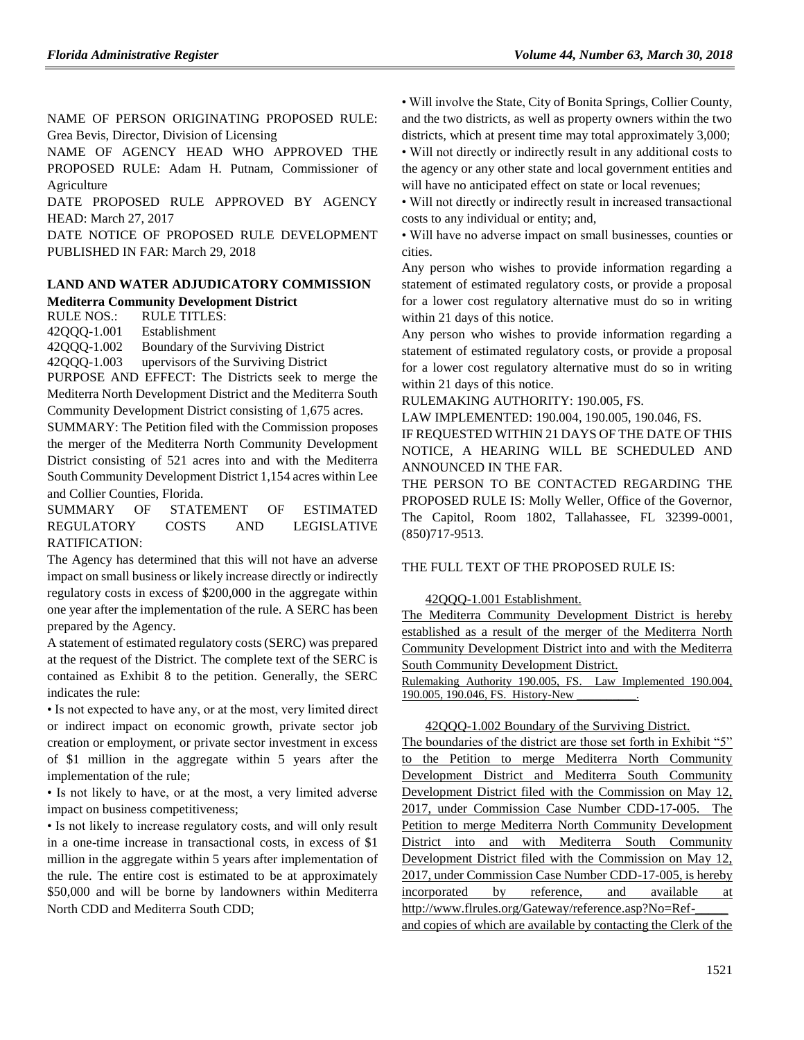NAME OF PERSON ORIGINATING PROPOSED RULE: Grea Bevis, Director, Division of Licensing

NAME OF AGENCY HEAD WHO APPROVED THE PROPOSED RULE: Adam H. Putnam, Commissioner of Agriculture

DATE PROPOSED RULE APPROVED BY AGENCY HEAD: March 27, 2017

DATE NOTICE OF PROPOSED RULE DEVELOPMENT PUBLISHED IN FAR: March 29, 2018

## LAND AND WATER ADJUDICATORY COMMISSION

### Mediterra Community Development District

RULE NOS.: RULE TITLES:

42QQQ-1.001 Establishment

42QQQ-1.002 Boundary of the Surviving District

42QQQ-1.003 upervisors of the Surviving District

PURPOSE AND EFFECT: The Districts seek to merge the Mediterra North Development District and the Mediterra South Community Development District consisting of 1,675 acres.

SUMMARY: The Petition filed with the Commission proposes the merger of the Mediterra North Community Development District consisting of 521 acres into and with the Mediterra South Community Development District 1,154 acres within Lee and Collier Counties, Florida.

SUMMARY OF STATEMENT OF ESTIMATED REGULATORY COSTS AND LEGISLATIVE RATIFICATION:

The Agency has determined that this will not have an adverse impact on small business or likely increase directly or indirectly regulatory costs in excess of $200,000 in the aggregate within one year after the implementation of the rule. A SERC has been prepared by the Agency.

A statement of estimated regulatory costs (SERC) was prepared at the request of the District. The complete text of the SERC is contained as Exhibit 8 to the petition. Generally, the SERC indicates the rule:

• Is not expected to have any, or at the most, very limited direct or indirect impact on economic growth, private sector job creation or employment, or private sector investment in excess of $1 million in the aggregate within 5 years after the implementation of the rule;

• Is not likely to have, or at the most, a very limited adverse impact on business competitiveness;

• Is not likely to increase regulatory costs, and will only result in a one-time increase in transactional costs, in excess of $1 million in the aggregate within 5 years after implementation of the rule. The entire cost is estimated to be at approximately $50,000 and will be borne by landowners within Mediterra North CDD and Mediterra South CDD;

• Will involve the State, City of Bonita Springs, Collier County, and the two districts, as well as property owners within the two districts, which at present time may total approximately 3,000;

• Will not directly or indirectly result in any additional costs to the agency or any other state and local government entities and will have no anticipated effect on state or local revenues;

• Will not directly or indirectly result in increased transactional costs to any individual or entity; and,

• Will have no adverse impact on small businesses, counties or cities.

Any person who wishes to provide information regarding a statement of estimated regulatory costs, or provide a proposal for a lower cost regulatory alternative must do so in writing within 21 days of this notice.

Any person who wishes to provide information regarding a statement of estimated regulatory costs, or provide a proposal for a lower cost regulatory alternative must do so in writing within 21 days of this notice.

RULEMAKING AUTHORITY: 190.005, FS.

LAW IMPLEMENTED: 190.004, 190.005, 190.046, FS.

IF REQUESTED WITHIN 21 DAYS OF THE DATE OF THIS NOTICE, A HEARING WILL BE SCHEDULED AND ANNOUNCED IN THE FAR.

THE PERSON TO BE CONTACTED REGARDING THE PROPOSED RULE IS: Molly Weller, Office of the Governor, The Capitol, Room 1802, Tallahassee, FL 32399-0001, (850)717-9513.

THE FULL TEXT OF THE PROPOSED RULE IS:

42QQQ-1.001 Establishment.

The Mediterra Community Development District is hereby established as a result of the merger of the Mediterra North Community Development District into and with the Mediterra South Community Development District.

Rulemaking Authority 190.005, FS. Law Implemented 190.004, 190.005, 190.046, FS. History-New __________.

42QQQ-1.002 Boundary of the Surviving District.

The boundaries of the district are those set forth in Exhibit "5" to the Petition to merge Mediterra North Community Development District and Mediterra South Community Development District filed with the Commission on May 12, 2017, under Commission Case Number CDD-17-005. The Petition to merge Mediterra North Community Development District into and with Mediterra South Community Development District filed with the Commission on May 12, 2017, under Commission Case Number CDD-17-005, is hereby incorporated by reference, and available at http://www.flrules.org/Gateway/reference.asp?No=Ref-_____ and copies of which are available by contacting the Clerk of the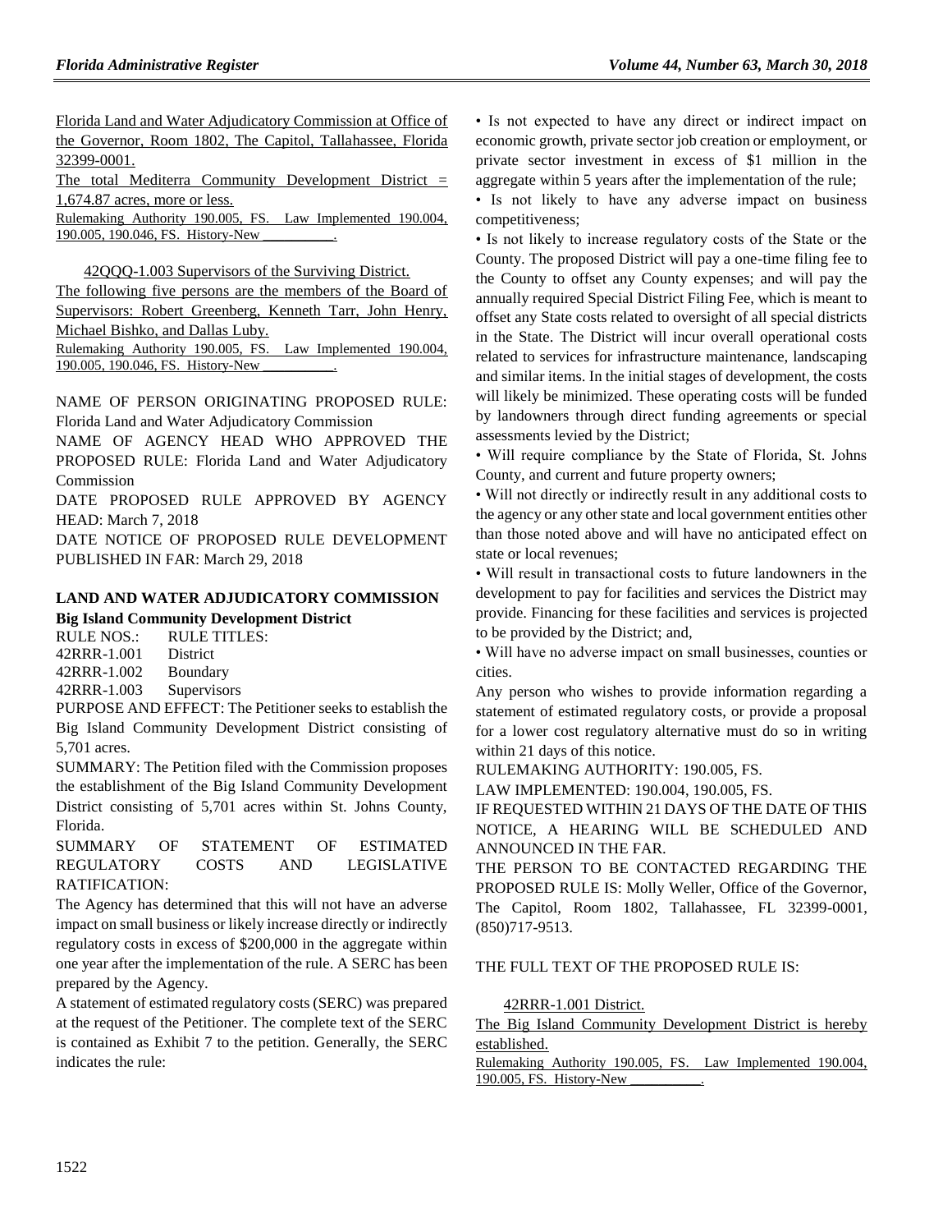Florida Land and Water Adjudicatory Commission at Office of the Governor, Room 1802, The Capitol, Tallahassee, Florida 32399-0001.

The total Mediterra Community Development District = 1,674.87 acres, more or less.

Rulemaking Authority 190.005, FS. Law Implemented 190.004, 190.005, 190.046, FS. History-New __________.

42QQQ-1.003 Supervisors of the Surviving District.

The following five persons are the members of the Board of Supervisors: Robert Greenberg, Kenneth Tarr, John Henry, Michael Bishko, and Dallas Luby.

Rulemaking Authority 190.005, FS. Law Implemented 190.004, 190.005, 190.046, FS. History-New __________.

NAME OF PERSON ORIGINATING PROPOSED RULE: Florida Land and Water Adjudicatory Commission

NAME OF AGENCY HEAD WHO APPROVED THE PROPOSED RULE: Florida Land and Water Adjudicatory Commission

DATE PROPOSED RULE APPROVED BY AGENCY HEAD: March 7, 2018

DATE NOTICE OF PROPOSED RULE DEVELOPMENT PUBLISHED IN FAR: March 29, 2018

## LAND AND WATER ADJUDICATORY COMMISSION

### Big Island Community Development District

| RULE NOS.: | RULE TITLES: |
|---|---|
| 42RRR-1.001 | District |
| 42RRR-1.002 | Boundary |
| 42RRR-1.003 | Supervisors |

PURPOSE AND EFFECT: The Petitioner seeks to establish the Big Island Community Development District consisting of 5,701 acres.

SUMMARY: The Petition filed with the Commission proposes the establishment of the Big Island Community Development District consisting of 5,701 acres within St. Johns County, Florida.

SUMMARY OF STATEMENT OF ESTIMATED REGULATORY COSTS AND LEGISLATIVE RATIFICATION:

The Agency has determined that this will not have an adverse impact on small business or likely increase directly or indirectly regulatory costs in excess of $200,000 in the aggregate within one year after the implementation of the rule. A SERC has been prepared by the Agency.

A statement of estimated regulatory costs (SERC) was prepared at the request of the Petitioner. The complete text of the SERC is contained as Exhibit 7 to the petition. Generally, the SERC indicates the rule:

- Is not expected to have any direct or indirect impact on economic growth, private sector job creation or employment, or private sector investment in excess of $1 million in the aggregate within 5 years after the implementation of the rule;
- Is not likely to have any adverse impact on business competitiveness;
- Is not likely to increase regulatory costs of the State or the County. The proposed District will pay a one-time filing fee to the County to offset any County expenses; and will pay the annually required Special District Filing Fee, which is meant to offset any State costs related to oversight of all special districts in the State. The District will incur overall operational costs related to services for infrastructure maintenance, landscaping and similar items. In the initial stages of development, the costs will likely be minimized. These operating costs will be funded by landowners through direct funding agreements or special assessments levied by the District;
- Will require compliance by the State of Florida, St. Johns County, and current and future property owners;
- Will not directly or indirectly result in any additional costs to the agency or any other state and local government entities other than those noted above and will have no anticipated effect on state or local revenues;
- Will result in transactional costs to future landowners in the development to pay for facilities and services the District may provide. Financing for these facilities and services is projected to be provided by the District; and,
- Will have no adverse impact on small businesses, counties or cities.

Any person who wishes to provide information regarding a statement of estimated regulatory costs, or provide a proposal for a lower cost regulatory alternative must do so in writing within 21 days of this notice.

RULEMAKING AUTHORITY: 190.005, FS.

LAW IMPLEMENTED: 190.004, 190.005, FS.

IF REQUESTED WITHIN 21 DAYS OF THE DATE OF THIS NOTICE, A HEARING WILL BE SCHEDULED AND ANNOUNCED IN THE FAR.

THE PERSON TO BE CONTACTED REGARDING THE PROPOSED RULE IS: Molly Weller, Office of the Governor, The Capitol, Room 1802, Tallahassee, FL 32399-0001, (850)717-9513.

THE FULL TEXT OF THE PROPOSED RULE IS:

42RRR-1.001 District.

The Big Island Community Development District is hereby established.

Rulemaking Authority 190.005, FS. Law Implemented 190.004, 190.005, FS. History-New __________.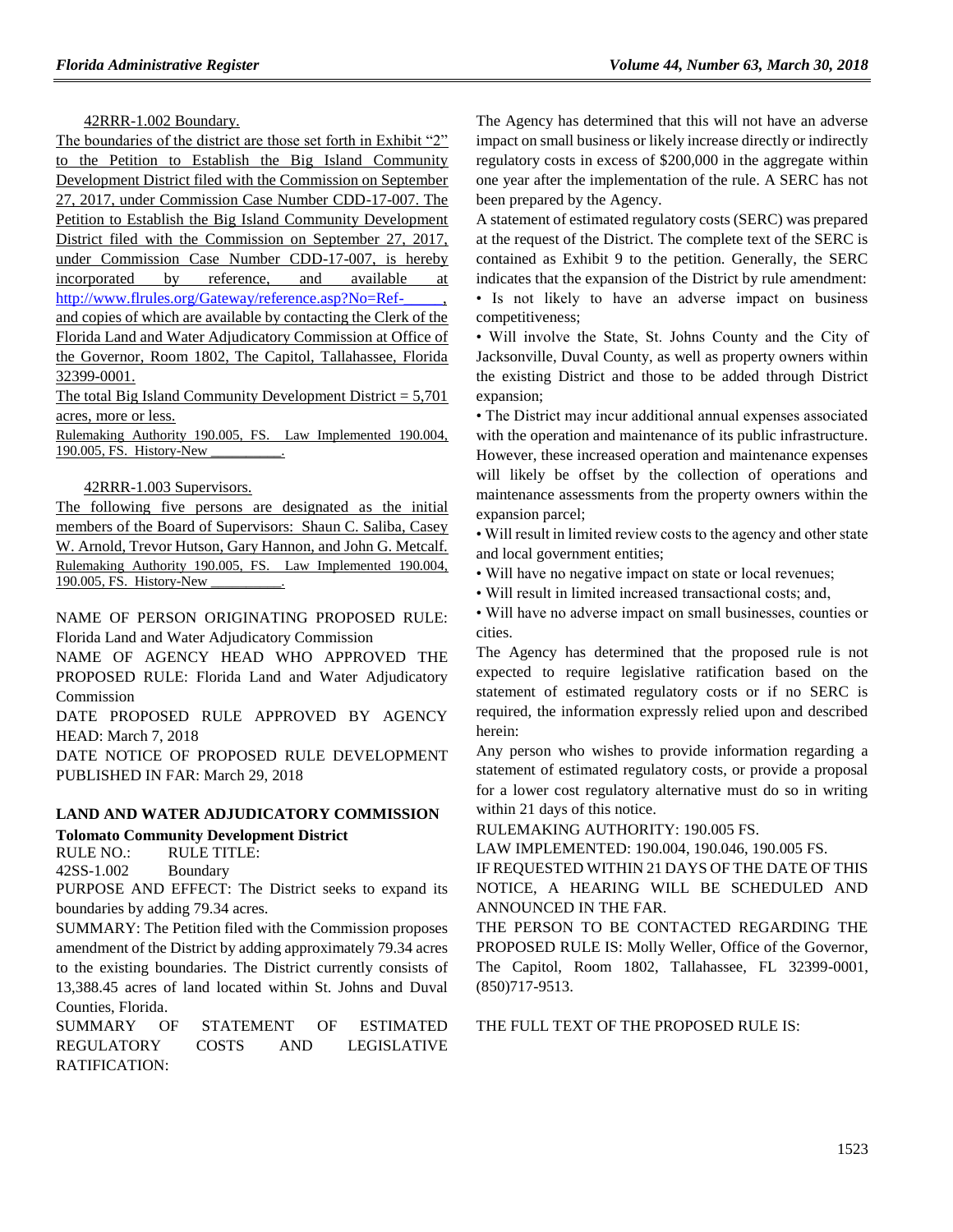42RRR-1.002 Boundary.

The boundaries of the district are those set forth in Exhibit "2" to the Petition to Establish the Big Island Community Development District filed with the Commission on September 27, 2017, under Commission Case Number CDD-17-007. The Petition to Establish the Big Island Community Development District filed with the Commission on September 27, 2017, under Commission Case Number CDD-17-007, is hereby incorporated by reference, and available at http://www.flrules.org/Gateway/reference.asp?No=Ref-_____, and copies of which are available by contacting the Clerk of the Florida Land and Water Adjudicatory Commission at Office of the Governor, Room 1802, The Capitol, Tallahassee, Florida 32399-0001.

The total Big Island Community Development District = 5,701 acres, more or less.

Rulemaking Authority 190.005, FS. Law Implemented 190.004, 190.005, FS. History-New __________.

42RRR-1.003 Supervisors.

The following five persons are designated as the initial members of the Board of Supervisors: Shaun C. Saliba, Casey W. Arnold, Trevor Hutson, Gary Hannon, and John G. Metcalf.

Rulemaking Authority 190.005, FS. Law Implemented 190.004, 190.005, FS. History-New __________.

NAME OF PERSON ORIGINATING PROPOSED RULE: Florida Land and Water Adjudicatory Commission

NAME OF AGENCY HEAD WHO APPROVED THE PROPOSED RULE: Florida Land and Water Adjudicatory Commission

DATE PROPOSED RULE APPROVED BY AGENCY HEAD: March 7, 2018

DATE NOTICE OF PROPOSED RULE DEVELOPMENT PUBLISHED IN FAR: March 29, 2018

## LAND AND WATER ADJUDICATORY COMMISSION

### Tolomato Community Development District

RULE NO.: RULE TITLE:

42SS-1.002 Boundary

PURPOSE AND EFFECT: The District seeks to expand its boundaries by adding 79.34 acres.

SUMMARY: The Petition filed with the Commission proposes amendment of the District by adding approximately 79.34 acres to the existing boundaries. The District currently consists of 13,388.45 acres of land located within St. Johns and Duval Counties, Florida.

SUMMARY OF STATEMENT OF ESTIMATED REGULATORY COSTS AND LEGISLATIVE RATIFICATION:

The Agency has determined that this will not have an adverse impact on small business or likely increase directly or indirectly regulatory costs in excess of $200,000 in the aggregate within one year after the implementation of the rule. A SERC has not been prepared by the Agency.

A statement of estimated regulatory costs (SERC) was prepared at the request of the District. The complete text of the SERC is contained as Exhibit 9 to the petition. Generally, the SERC indicates that the expansion of the District by rule amendment:

- Is not likely to have an adverse impact on business competitiveness;
- Will involve the State, St. Johns County and the City of Jacksonville, Duval County, as well as property owners within the existing District and those to be added through District expansion;
- The District may incur additional annual expenses associated with the operation and maintenance of its public infrastructure. However, these increased operation and maintenance expenses will likely be offset by the collection of operations and maintenance assessments from the property owners within the expansion parcel;
- Will result in limited review costs to the agency and other state and local government entities;
- Will have no negative impact on state or local revenues;
- Will result in limited increased transactional costs; and,
- Will have no adverse impact on small businesses, counties or cities.

The Agency has determined that the proposed rule is not expected to require legislative ratification based on the statement of estimated regulatory costs or if no SERC is required, the information expressly relied upon and described herein:

Any person who wishes to provide information regarding a statement of estimated regulatory costs, or provide a proposal for a lower cost regulatory alternative must do so in writing within 21 days of this notice.

RULEMAKING AUTHORITY: 190.005 FS.

LAW IMPLEMENTED: 190.004, 190.046, 190.005 FS.

IF REQUESTED WITHIN 21 DAYS OF THE DATE OF THIS NOTICE, A HEARING WILL BE SCHEDULED AND ANNOUNCED IN THE FAR.

THE PERSON TO BE CONTACTED REGARDING THE PROPOSED RULE IS: Molly Weller, Office of the Governor, The Capitol, Room 1802, Tallahassee, FL 32399-0001, (850)717-9513.

THE FULL TEXT OF THE PROPOSED RULE IS: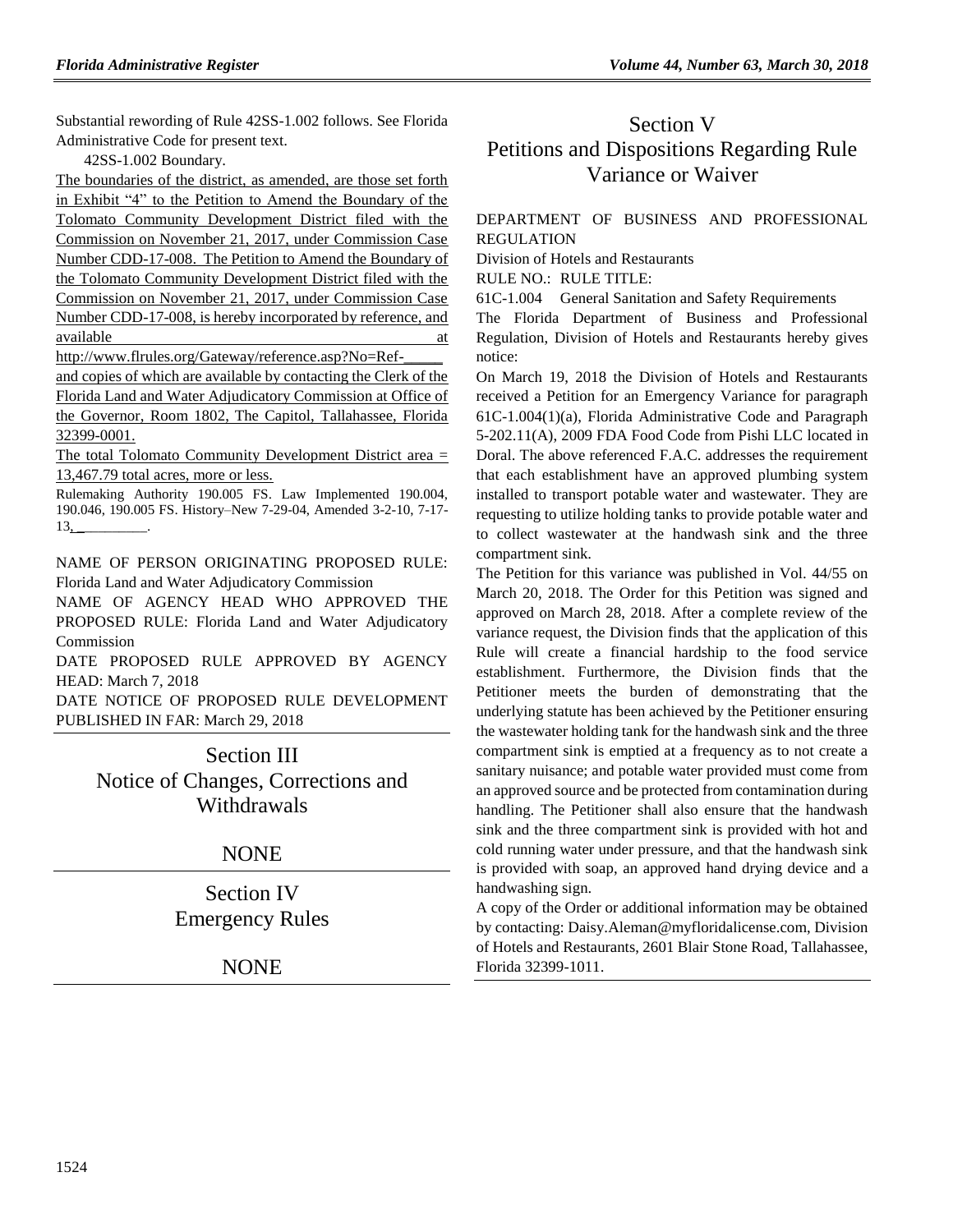Substantial rewording of Rule 42SS-1.002 follows. See Florida Administrative Code for present text.

42SS-1.002 Boundary.

The boundaries of the district, as amended, are those set forth in Exhibit "4" to the Petition to Amend the Boundary of the Tolomato Community Development District filed with the Commission on November 21, 2017, under Commission Case Number CDD-17-008. The Petition to Amend the Boundary of the Tolomato Community Development District filed with the Commission on November 21, 2017, under Commission Case Number CDD-17-008, is hereby incorporated by reference, and available at http://www.flrules.org/Gateway/reference.asp?No=Ref-_____ and copies of which are available by contacting the Clerk of the Florida Land and Water Adjudicatory Commission at Office of the Governor, Room 1802, The Capitol, Tallahassee, Florida 32399-0001.

The total Tolomato Community Development District area = 13,467.79 total acres, more or less.

Rulemaking Authority 190.005 FS. Law Implemented 190.004, 190.046, 190.005 FS. History–New 7-29-04, Amended 3-2-10, 7-17-13, _________.

NAME OF PERSON ORIGINATING PROPOSED RULE: Florida Land and Water Adjudicatory Commission

NAME OF AGENCY HEAD WHO APPROVED THE PROPOSED RULE: Florida Land and Water Adjudicatory Commission

DATE PROPOSED RULE APPROVED BY AGENCY HEAD: March 7, 2018

DATE NOTICE OF PROPOSED RULE DEVELOPMENT PUBLISHED IN FAR: March 29, 2018

# Section III
# Notice of Changes, Corrections and Withdrawals

NONE

# Section IV
# Emergency Rules

NONE

# Section V
# Petitions and Dispositions Regarding Rule Variance or Waiver

DEPARTMENT OF BUSINESS AND PROFESSIONAL REGULATION

Division of Hotels and Restaurants

RULE NO.: RULE TITLE:

61C-1.004 General Sanitation and Safety Requirements

The Florida Department of Business and Professional Regulation, Division of Hotels and Restaurants hereby gives notice:

On March 19, 2018 the Division of Hotels and Restaurants received a Petition for an Emergency Variance for paragraph 61C-1.004(1)(a), Florida Administrative Code and Paragraph 5-202.11(A), 2009 FDA Food Code from Pishi LLC located in Doral. The above referenced F.A.C. addresses the requirement that each establishment have an approved plumbing system installed to transport potable water and wastewater. They are requesting to utilize holding tanks to provide potable water and to collect wastewater at the handwash sink and the three compartment sink.

The Petition for this variance was published in Vol. 44/55 on March 20, 2018. The Order for this Petition was signed and approved on March 28, 2018. After a complete review of the variance request, the Division finds that the application of this Rule will create a financial hardship to the food service establishment. Furthermore, the Division finds that the Petitioner meets the burden of demonstrating that the underlying statute has been achieved by the Petitioner ensuring the wastewater holding tank for the handwash sink and the three compartment sink is emptied at a frequency as to not create a sanitary nuisance; and potable water provided must come from an approved source and be protected from contamination during handling. The Petitioner shall also ensure that the handwash sink and the three compartment sink is provided with hot and cold running water under pressure, and that the handwash sink is provided with soap, an approved hand drying device and a handwashing sign.

A copy of the Order or additional information may be obtained by contacting: Daisy.Aleman@myfloridalicense.com, Division of Hotels and Restaurants, 2601 Blair Stone Road, Tallahassee, Florida 32399-1011.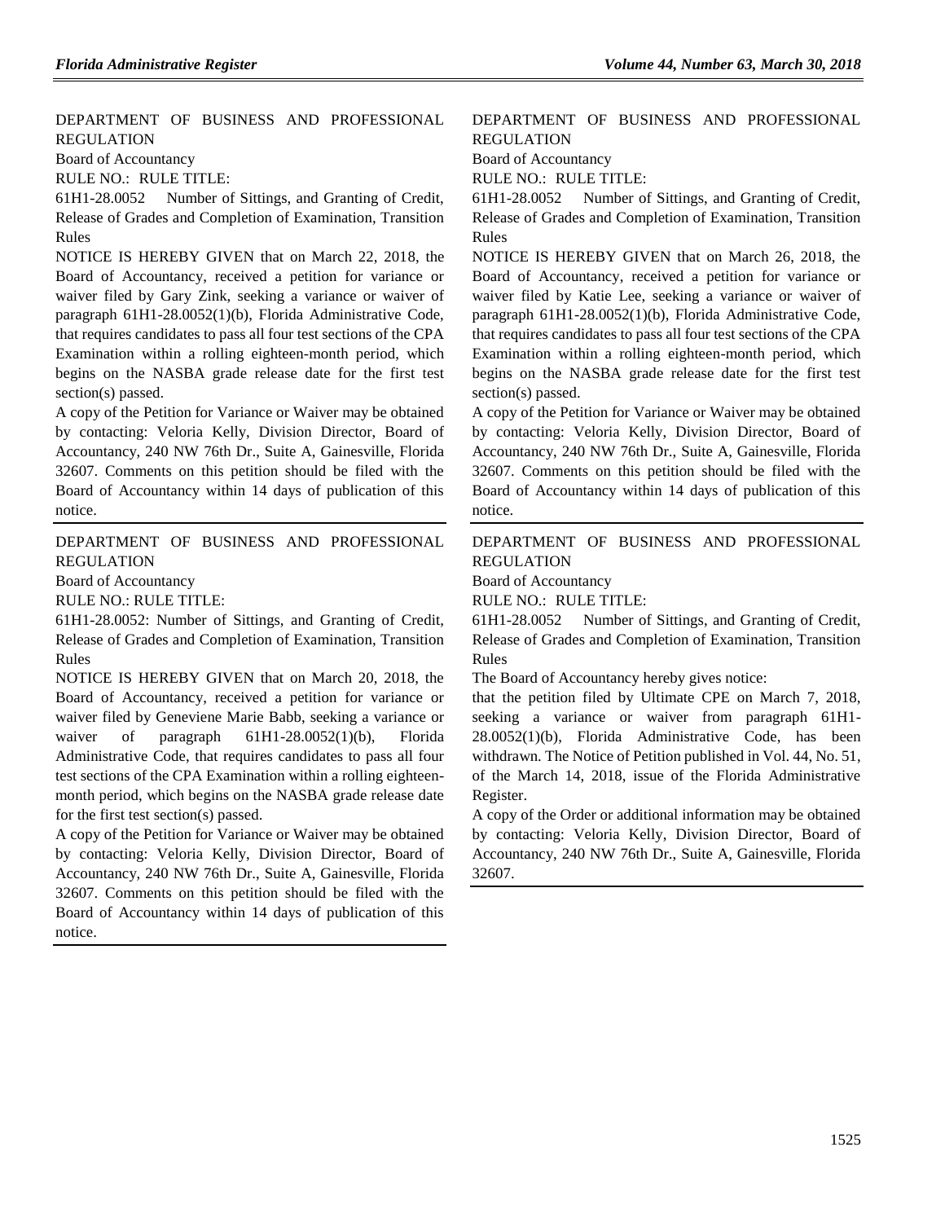DEPARTMENT OF BUSINESS AND PROFESSIONAL REGULATION

Board of Accountancy

RULE NO.: RULE TITLE:

61H1-28.0052 Number of Sittings, and Granting of Credit, Release of Grades and Completion of Examination, Transition Rules

NOTICE IS HEREBY GIVEN that on March 22, 2018, the Board of Accountancy, received a petition for variance or waiver filed by Gary Zink, seeking a variance or waiver of paragraph 61H1-28.0052(1)(b), Florida Administrative Code, that requires candidates to pass all four test sections of the CPA Examination within a rolling eighteen-month period, which begins on the NASBA grade release date for the first test section(s) passed.

A copy of the Petition for Variance or Waiver may be obtained by contacting: Veloria Kelly, Division Director, Board of Accountancy, 240 NW 76th Dr., Suite A, Gainesville, Florida 32607. Comments on this petition should be filed with the Board of Accountancy within 14 days of publication of this notice.

---

DEPARTMENT OF BUSINESS AND PROFESSIONAL REGULATION

Board of Accountancy

RULE NO.: RULE TITLE:

61H1-28.0052: Number of Sittings, and Granting of Credit, Release of Grades and Completion of Examination, Transition Rules

NOTICE IS HEREBY GIVEN that on March 20, 2018, the Board of Accountancy, received a petition for variance or waiver filed by Geneviene Marie Babb, seeking a variance or waiver of paragraph 61H1-28.0052(1)(b), Florida Administrative Code, that requires candidates to pass all four test sections of the CPA Examination within a rolling eighteen-month period, which begins on the NASBA grade release date for the first test section(s) passed.

A copy of the Petition for Variance or Waiver may be obtained by contacting: Veloria Kelly, Division Director, Board of Accountancy, 240 NW 76th Dr., Suite A, Gainesville, Florida 32607. Comments on this petition should be filed with the Board of Accountancy within 14 days of publication of this notice.

---

DEPARTMENT OF BUSINESS AND PROFESSIONAL REGULATION

Board of Accountancy

RULE NO.: RULE TITLE:

61H1-28.0052 Number of Sittings, and Granting of Credit, Release of Grades and Completion of Examination, Transition Rules

NOTICE IS HEREBY GIVEN that on March 26, 2018, the Board of Accountancy, received a petition for variance or waiver filed by Katie Lee, seeking a variance or waiver of paragraph 61H1-28.0052(1)(b), Florida Administrative Code, that requires candidates to pass all four test sections of the CPA Examination within a rolling eighteen-month period, which begins on the NASBA grade release date for the first test section(s) passed.

A copy of the Petition for Variance or Waiver may be obtained by contacting: Veloria Kelly, Division Director, Board of Accountancy, 240 NW 76th Dr., Suite A, Gainesville, Florida 32607. Comments on this petition should be filed with the Board of Accountancy within 14 days of publication of this notice.

---

DEPARTMENT OF BUSINESS AND PROFESSIONAL REGULATION

Board of Accountancy

RULE NO.: RULE TITLE:

61H1-28.0052 Number of Sittings, and Granting of Credit, Release of Grades and Completion of Examination, Transition Rules

The Board of Accountancy hereby gives notice:

that the petition filed by Ultimate CPE on March 7, 2018, seeking a variance or waiver from paragraph 61H1-28.0052(1)(b), Florida Administrative Code, has been withdrawn. The Notice of Petition published in Vol. 44, No. 51, of the March 14, 2018, issue of the Florida Administrative Register.

A copy of the Order or additional information may be obtained by contacting: Veloria Kelly, Division Director, Board of Accountancy, 240 NW 76th Dr., Suite A, Gainesville, Florida 32607.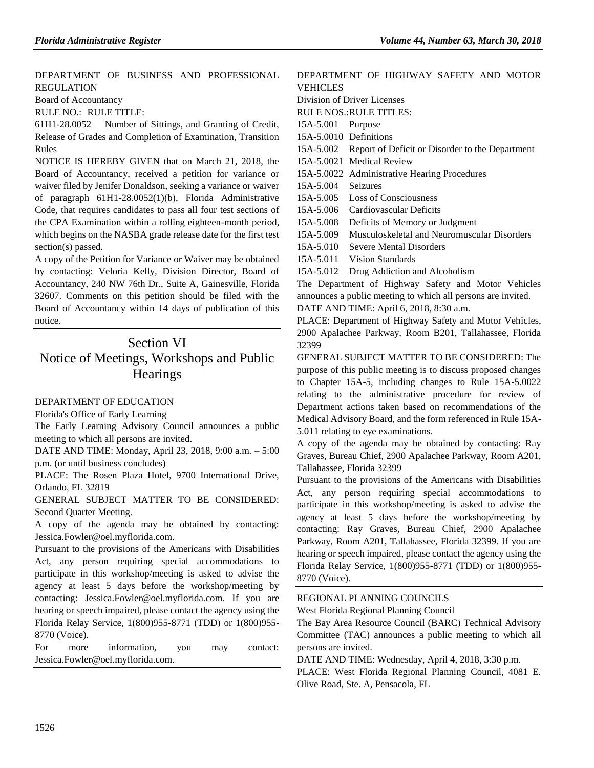DEPARTMENT OF BUSINESS AND PROFESSIONAL REGULATION

Board of Accountancy

RULE NO.: RULE TITLE:

61H1-28.0052 Number of Sittings, and Granting of Credit, Release of Grades and Completion of Examination, Transition Rules

NOTICE IS HEREBY GIVEN that on March 21, 2018, the Board of Accountancy, received a petition for variance or waiver filed by Jenifer Donaldson, seeking a variance or waiver of paragraph 61H1-28.0052(1)(b), Florida Administrative Code, that requires candidates to pass all four test sections of the CPA Examination within a rolling eighteen-month period, which begins on the NASBA grade release date for the first test section(s) passed.

A copy of the Petition for Variance or Waiver may be obtained by contacting: Veloria Kelly, Division Director, Board of Accountancy, 240 NW 76th Dr., Suite A, Gainesville, Florida 32607. Comments on this petition should be filed with the Board of Accountancy within 14 days of publication of this notice.

# Section VI
# Notice of Meetings, Workshops and Public Hearings

DEPARTMENT OF EDUCATION

Florida's Office of Early Learning

The Early Learning Advisory Council announces a public meeting to which all persons are invited.

DATE AND TIME: Monday, April 23, 2018, 9:00 a.m. – 5:00 p.m. (or until business concludes)

PLACE: The Rosen Plaza Hotel, 9700 International Drive, Orlando, FL 32819

GENERAL SUBJECT MATTER TO BE CONSIDERED: Second Quarter Meeting.

A copy of the agenda may be obtained by contacting: Jessica.Fowler@oel.myflorida.com.

Pursuant to the provisions of the Americans with Disabilities Act, any person requiring special accommodations to participate in this workshop/meeting is asked to advise the agency at least 5 days before the workshop/meeting by contacting: Jessica.Fowler@oel.myflorida.com. If you are hearing or speech impaired, please contact the agency using the Florida Relay Service, 1(800)955-8771 (TDD) or 1(800)955-8770 (Voice).

For more information, you may contact: Jessica.Fowler@oel.myflorida.com.

DEPARTMENT OF HIGHWAY SAFETY AND MOTOR VEHICLES

Division of Driver Licenses

RULE NOS.:RULE TITLES:

15A-5.001 Purpose

15A-5.0010 Definitions

15A-5.002 Report of Deficit or Disorder to the Department

15A-5.0021 Medical Review

15A-5.0022 Administrative Hearing Procedures

15A-5.004 Seizures

15A-5.005 Loss of Consciousness

15A-5.006 Cardiovascular Deficits

15A-5.008 Deficits of Memory or Judgment

15A-5.009 Musculoskeletal and Neuromuscular Disorders

15A-5.010 Severe Mental Disorders

15A-5.011 Vision Standards

15A-5.012 Drug Addiction and Alcoholism

The Department of Highway Safety and Motor Vehicles announces a public meeting to which all persons are invited.

DATE AND TIME: April 6, 2018, 8:30 a.m.

PLACE: Department of Highway Safety and Motor Vehicles, 2900 Apalachee Parkway, Room B201, Tallahassee, Florida 32399

GENERAL SUBJECT MATTER TO BE CONSIDERED: The purpose of this public meeting is to discuss proposed changes to Chapter 15A-5, including changes to Rule 15A-5.0022 relating to the administrative procedure for review of Department actions taken based on recommendations of the Medical Advisory Board, and the form referenced in Rule 15A-5.011 relating to eye examinations.

A copy of the agenda may be obtained by contacting: Ray Graves, Bureau Chief, 2900 Apalachee Parkway, Room A201, Tallahassee, Florida 32399

Pursuant to the provisions of the Americans with Disabilities Act, any person requiring special accommodations to participate in this workshop/meeting is asked to advise the agency at least 5 days before the workshop/meeting by contacting: Ray Graves, Bureau Chief, 2900 Apalachee Parkway, Room A201, Tallahassee, Florida 32399. If you are hearing or speech impaired, please contact the agency using the Florida Relay Service, 1(800)955-8771 (TDD) or 1(800)955-8770 (Voice).

REGIONAL PLANNING COUNCILS

West Florida Regional Planning Council

The Bay Area Resource Council (BARC) Technical Advisory Committee (TAC) announces a public meeting to which all persons are invited.

DATE AND TIME: Wednesday, April 4, 2018, 3:30 p.m.

PLACE: West Florida Regional Planning Council, 4081 E. Olive Road, Ste. A, Pensacola, FL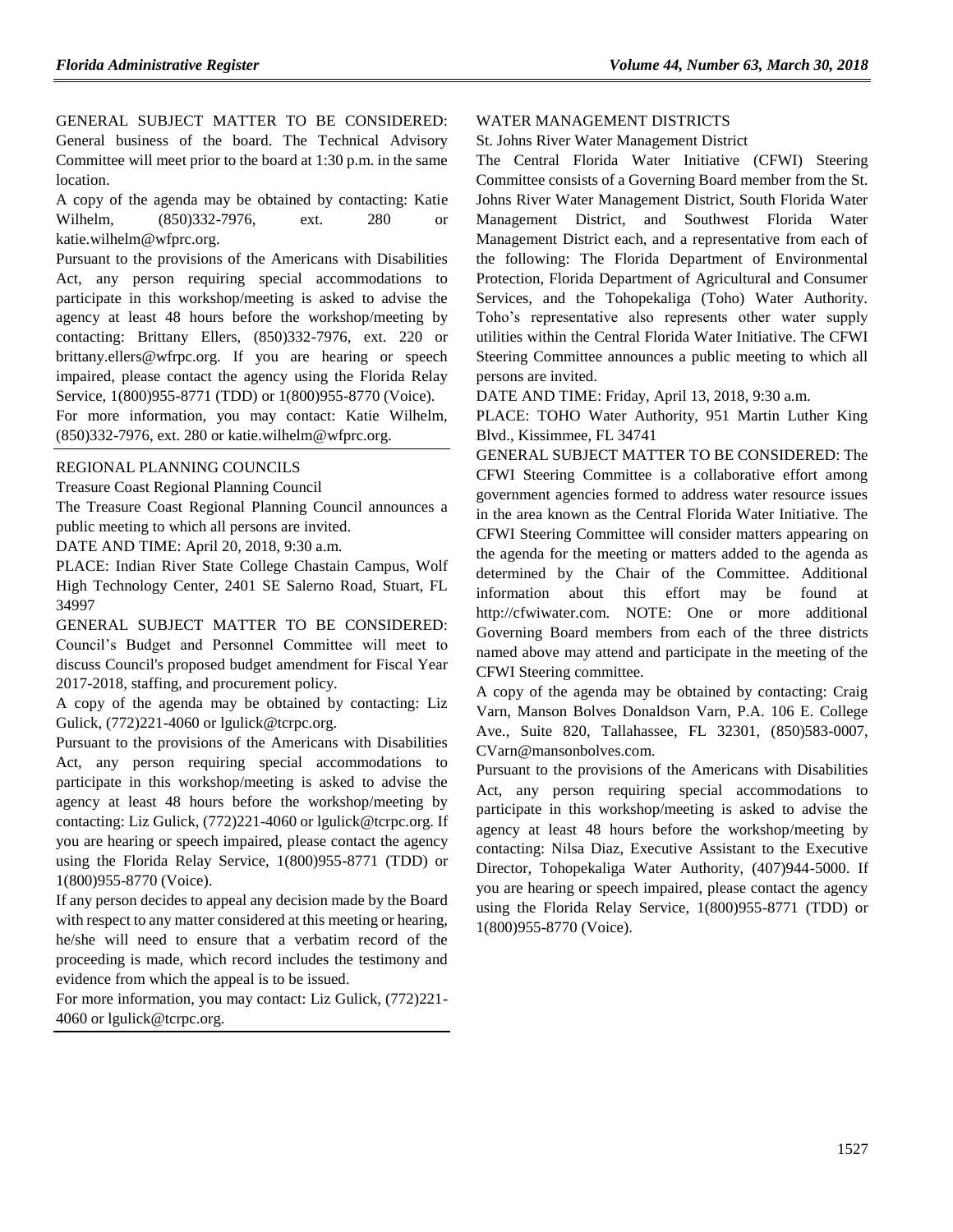GENERAL SUBJECT MATTER TO BE CONSIDERED: General business of the board. The Technical Advisory Committee will meet prior to the board at 1:30 p.m. in the same location.

A copy of the agenda may be obtained by contacting: Katie Wilhelm, (850)332-7976, ext. 280 or katie.wilhelm@wfprc.org.

Pursuant to the provisions of the Americans with Disabilities Act, any person requiring special accommodations to participate in this workshop/meeting is asked to advise the agency at least 48 hours before the workshop/meeting by contacting: Brittany Ellers, (850)332-7976, ext. 220 or brittany.ellers@wfrpc.org. If you are hearing or speech impaired, please contact the agency using the Florida Relay Service, 1(800)955-8771 (TDD) or 1(800)955-8770 (Voice).

For more information, you may contact: Katie Wilhelm, (850)332-7976, ext. 280 or katie.wilhelm@wfprc.org.

---

REGIONAL PLANNING COUNCILS

Treasure Coast Regional Planning Council

The Treasure Coast Regional Planning Council announces a public meeting to which all persons are invited.

DATE AND TIME: April 20, 2018, 9:30 a.m.

PLACE: Indian River State College Chastain Campus, Wolf High Technology Center, 2401 SE Salerno Road, Stuart, FL 34997

GENERAL SUBJECT MATTER TO BE CONSIDERED: Council's Budget and Personnel Committee will meet to discuss Council's proposed budget amendment for Fiscal Year 2017-2018, staffing, and procurement policy.

A copy of the agenda may be obtained by contacting: Liz Gulick, (772)221-4060 or lgulick@tcrpc.org.

Pursuant to the provisions of the Americans with Disabilities Act, any person requiring special accommodations to participate in this workshop/meeting is asked to advise the agency at least 48 hours before the workshop/meeting by contacting: Liz Gulick, (772)221-4060 or lgulick@tcrpc.org. If you are hearing or speech impaired, please contact the agency using the Florida Relay Service, 1(800)955-8771 (TDD) or 1(800)955-8770 (Voice).

If any person decides to appeal any decision made by the Board with respect to any matter considered at this meeting or hearing, he/she will need to ensure that a verbatim record of the proceeding is made, which record includes the testimony and evidence from which the appeal is to be issued.

For more information, you may contact: Liz Gulick, (772)221-4060 or lgulick@tcrpc.org.

---

WATER MANAGEMENT DISTRICTS

St. Johns River Water Management District

The Central Florida Water Initiative (CFWI) Steering Committee consists of a Governing Board member from the St. Johns River Water Management District, South Florida Water Management District, and Southwest Florida Water Management District each, and a representative from each of the following: The Florida Department of Environmental Protection, Florida Department of Agricultural and Consumer Services, and the Tohopekaliga (Toho) Water Authority. Toho's representative also represents other water supply utilities within the Central Florida Water Initiative. The CFWI Steering Committee announces a public meeting to which all persons are invited.

DATE AND TIME: Friday, April 13, 2018, 9:30 a.m.

PLACE: TOHO Water Authority, 951 Martin Luther King Blvd., Kissimmee, FL 34741

GENERAL SUBJECT MATTER TO BE CONSIDERED: The CFWI Steering Committee is a collaborative effort among government agencies formed to address water resource issues in the area known as the Central Florida Water Initiative. The CFWI Steering Committee will consider matters appearing on the agenda for the meeting or matters added to the agenda as determined by the Chair of the Committee. Additional information about this effort may be found at http://cfwiwater.com. NOTE: One or more additional Governing Board members from each of the three districts named above may attend and participate in the meeting of the CFWI Steering committee.

A copy of the agenda may be obtained by contacting: Craig Varn, Manson Bolves Donaldson Varn, P.A. 106 E. College Ave., Suite 820, Tallahassee, FL 32301, (850)583-0007, CVarn@mansonbolves.com.

Pursuant to the provisions of the Americans with Disabilities Act, any person requiring special accommodations to participate in this workshop/meeting is asked to advise the agency at least 48 hours before the workshop/meeting by contacting: Nilsa Diaz, Executive Assistant to the Executive Director, Tohopekaliga Water Authority, (407)944-5000. If you are hearing or speech impaired, please contact the agency using the Florida Relay Service, 1(800)955-8771 (TDD) or 1(800)955-8770 (Voice).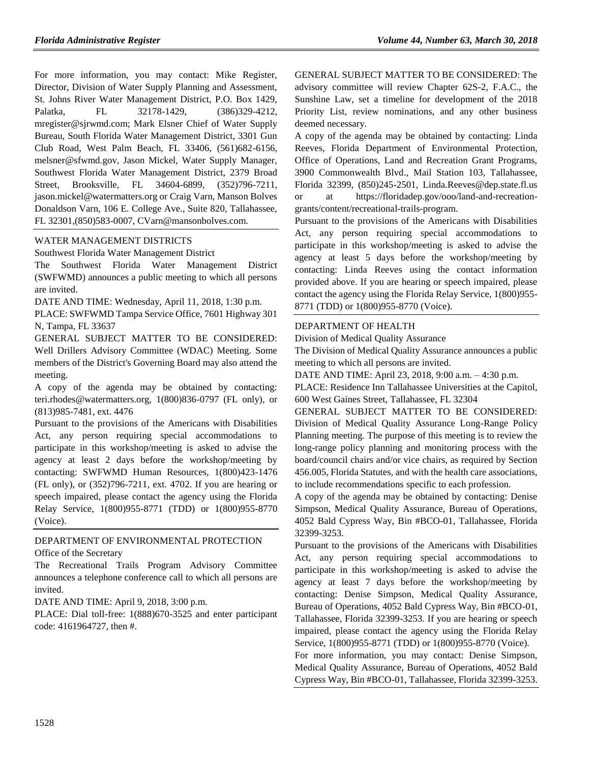For more information, you may contact: Mike Register, Director, Division of Water Supply Planning and Assessment, St. Johns River Water Management District, P.O. Box 1429, Palatka, FL 32178-1429, (386)329-4212, mregister@sjrwmd.com; Mark Elsner Chief of Water Supply Bureau, South Florida Water Management District, 3301 Gun Club Road, West Palm Beach, FL 33406, (561)682-6156, melsner@sfwmd.gov, Jason Mickel, Water Supply Manager, Southwest Florida Water Management District, 2379 Broad Street, Brooksville, FL 34604-6899, (352)796-7211, jason.mickel@watermatters.org or Craig Varn, Manson Bolves Donaldson Varn, 106 E. College Ave., Suite 820, Tallahassee, FL 32301,(850)583-0007, CVarn@mansonbolves.com.

WATER MANAGEMENT DISTRICTS

Southwest Florida Water Management District

The Southwest Florida Water Management District (SWFWMD) announces a public meeting to which all persons are invited.

DATE AND TIME: Wednesday, April 11, 2018, 1:30 p.m.

PLACE: SWFWMD Tampa Service Office, 7601 Highway 301 N, Tampa, FL 33637

GENERAL SUBJECT MATTER TO BE CONSIDERED: Well Drillers Advisory Committee (WDAC) Meeting. Some members of the District's Governing Board may also attend the meeting.

A copy of the agenda may be obtained by contacting: teri.rhodes@watermatters.org, 1(800)836-0797 (FL only), or (813)985-7481, ext. 4476

Pursuant to the provisions of the Americans with Disabilities Act, any person requiring special accommodations to participate in this workshop/meeting is asked to advise the agency at least 2 days before the workshop/meeting by contacting: SWFWMD Human Resources, 1(800)423-1476 (FL only), or (352)796-7211, ext. 4702. If you are hearing or speech impaired, please contact the agency using the Florida Relay Service, 1(800)955-8771 (TDD) or 1(800)955-8770 (Voice).

DEPARTMENT OF ENVIRONMENTAL PROTECTION

Office of the Secretary

The Recreational Trails Program Advisory Committee announces a telephone conference call to which all persons are invited.

DATE AND TIME: April 9, 2018, 3:00 p.m.

PLACE: Dial toll-free: 1(888)670-3525 and enter participant code: 4161964727, then #.

GENERAL SUBJECT MATTER TO BE CONSIDERED: The advisory committee will review Chapter 62S-2, F.A.C., the Sunshine Law, set a timeline for development of the 2018 Priority List, review nominations, and any other business deemed necessary.

A copy of the agenda may be obtained by contacting: Linda Reeves, Florida Department of Environmental Protection, Office of Operations, Land and Recreation Grant Programs, 3900 Commonwealth Blvd., Mail Station 103, Tallahassee, Florida 32399, (850)245-2501, Linda.Reeves@dep.state.fl.us or at https://floridadep.gov/ooo/land-and-recreation-grants/content/recreational-trails-program.

Pursuant to the provisions of the Americans with Disabilities Act, any person requiring special accommodations to participate in this workshop/meeting is asked to advise the agency at least 5 days before the workshop/meeting by contacting: Linda Reeves using the contact information provided above. If you are hearing or speech impaired, please contact the agency using the Florida Relay Service, 1(800)955-8771 (TDD) or 1(800)955-8770 (Voice).

DEPARTMENT OF HEALTH

Division of Medical Quality Assurance

The Division of Medical Quality Assurance announces a public meeting to which all persons are invited.

DATE AND TIME: April 23, 2018, 9:00 a.m. – 4:30 p.m.

PLACE: Residence Inn Tallahassee Universities at the Capitol, 600 West Gaines Street, Tallahassee, FL 32304

GENERAL SUBJECT MATTER TO BE CONSIDERED: Division of Medical Quality Assurance Long-Range Policy Planning meeting. The purpose of this meeting is to review the long-range policy planning and monitoring process with the board/council chairs and/or vice chairs, as required by Section 456.005, Florida Statutes, and with the health care associations, to include recommendations specific to each profession.

A copy of the agenda may be obtained by contacting: Denise Simpson, Medical Quality Assurance, Bureau of Operations, 4052 Bald Cypress Way, Bin #BCO-01, Tallahassee, Florida 32399-3253.

Pursuant to the provisions of the Americans with Disabilities Act, any person requiring special accommodations to participate in this workshop/meeting is asked to advise the agency at least 7 days before the workshop/meeting by contacting: Denise Simpson, Medical Quality Assurance, Bureau of Operations, 4052 Bald Cypress Way, Bin #BCO-01, Tallahassee, Florida 32399-3253. If you are hearing or speech impaired, please contact the agency using the Florida Relay Service, 1(800)955-8771 (TDD) or 1(800)955-8770 (Voice).

For more information, you may contact: Denise Simpson, Medical Quality Assurance, Bureau of Operations, 4052 Bald Cypress Way, Bin #BCO-01, Tallahassee, Florida 32399-3253.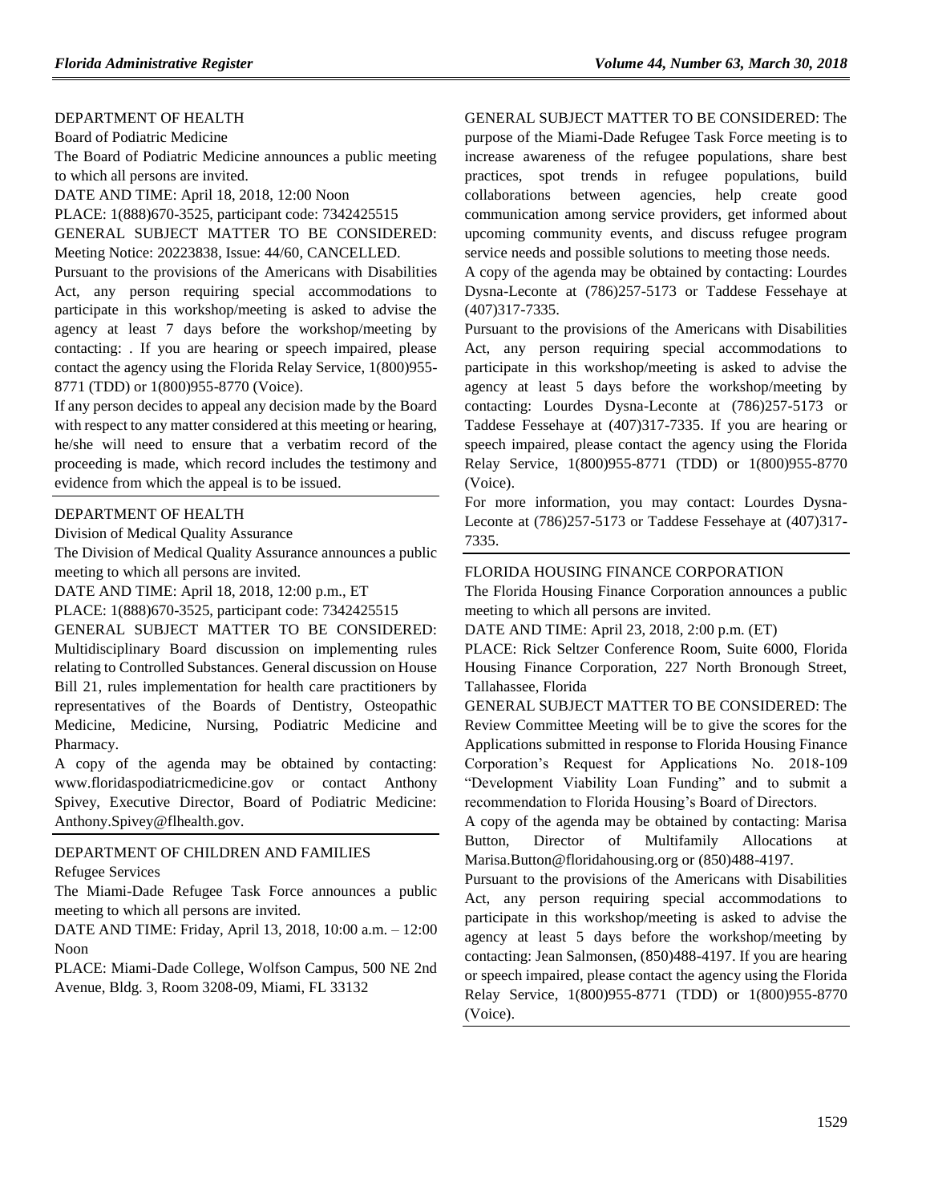DEPARTMENT OF HEALTH

Board of Podiatric Medicine

The Board of Podiatric Medicine announces a public meeting to which all persons are invited.

DATE AND TIME: April 18, 2018, 12:00 Noon

PLACE: 1(888)670-3525, participant code: 7342425515

GENERAL SUBJECT MATTER TO BE CONSIDERED: Meeting Notice: 20223838, Issue: 44/60, CANCELLED.

Pursuant to the provisions of the Americans with Disabilities Act, any person requiring special accommodations to participate in this workshop/meeting is asked to advise the agency at least 7 days before the workshop/meeting by contacting: . If you are hearing or speech impaired, please contact the agency using the Florida Relay Service, 1(800)955-8771 (TDD) or 1(800)955-8770 (Voice).

If any person decides to appeal any decision made by the Board with respect to any matter considered at this meeting or hearing, he/she will need to ensure that a verbatim record of the proceeding is made, which record includes the testimony and evidence from which the appeal is to be issued.

---

DEPARTMENT OF HEALTH

Division of Medical Quality Assurance

The Division of Medical Quality Assurance announces a public meeting to which all persons are invited.

DATE AND TIME: April 18, 2018, 12:00 p.m., ET

PLACE: 1(888)670-3525, participant code: 7342425515

GENERAL SUBJECT MATTER TO BE CONSIDERED: Multidisciplinary Board discussion on implementing rules relating to Controlled Substances. General discussion on House Bill 21, rules implementation for health care practitioners by representatives of the Boards of Dentistry, Osteopathic Medicine, Medicine, Nursing, Podiatric Medicine and Pharmacy.

A copy of the agenda may be obtained by contacting: www.floridaspodiatricmedicine.gov or contact Anthony Spivey, Executive Director, Board of Podiatric Medicine: Anthony.Spivey@flhealth.gov.

---

DEPARTMENT OF CHILDREN AND FAMILIES

Refugee Services

The Miami-Dade Refugee Task Force announces a public meeting to which all persons are invited.

DATE AND TIME: Friday, April 13, 2018, 10:00 a.m. – 12:00 Noon

PLACE: Miami-Dade College, Wolfson Campus, 500 NE 2nd Avenue, Bldg. 3, Room 3208-09, Miami, FL 33132

GENERAL SUBJECT MATTER TO BE CONSIDERED: The purpose of the Miami-Dade Refugee Task Force meeting is to increase awareness of the refugee populations, share best practices, spot trends in refugee populations, build collaborations between agencies, help create good communication among service providers, get informed about upcoming community events, and discuss refugee program service needs and possible solutions to meeting those needs.

A copy of the agenda may be obtained by contacting: Lourdes Dysna-Leconte at (786)257-5173 or Taddese Fessehaye at (407)317-7335.

Pursuant to the provisions of the Americans with Disabilities Act, any person requiring special accommodations to participate in this workshop/meeting is asked to advise the agency at least 5 days before the workshop/meeting by contacting: Lourdes Dysna-Leconte at (786)257-5173 or Taddese Fessehaye at (407)317-7335. If you are hearing or speech impaired, please contact the agency using the Florida Relay Service, 1(800)955-8771 (TDD) or 1(800)955-8770 (Voice).

For more information, you may contact: Lourdes Dysna-Leconte at (786)257-5173 or Taddese Fessehaye at (407)317-7335.

---

FLORIDA HOUSING FINANCE CORPORATION

The Florida Housing Finance Corporation announces a public meeting to which all persons are invited.

DATE AND TIME: April 23, 2018, 2:00 p.m. (ET)

PLACE: Rick Seltzer Conference Room, Suite 6000, Florida Housing Finance Corporation, 227 North Bronough Street, Tallahassee, Florida

GENERAL SUBJECT MATTER TO BE CONSIDERED: The Review Committee Meeting will be to give the scores for the Applications submitted in response to Florida Housing Finance Corporation's Request for Applications No. 2018-109 "Development Viability Loan Funding" and to submit a recommendation to Florida Housing's Board of Directors.

A copy of the agenda may be obtained by contacting: Marisa Button, Director of Multifamily Allocations at Marisa.Button@floridahousing.org or (850)488-4197.

Pursuant to the provisions of the Americans with Disabilities Act, any person requiring special accommodations to participate in this workshop/meeting is asked to advise the agency at least 5 days before the workshop/meeting by contacting: Jean Salmonsen, (850)488-4197. If you are hearing or speech impaired, please contact the agency using the Florida Relay Service, 1(800)955-8771 (TDD) or 1(800)955-8770 (Voice).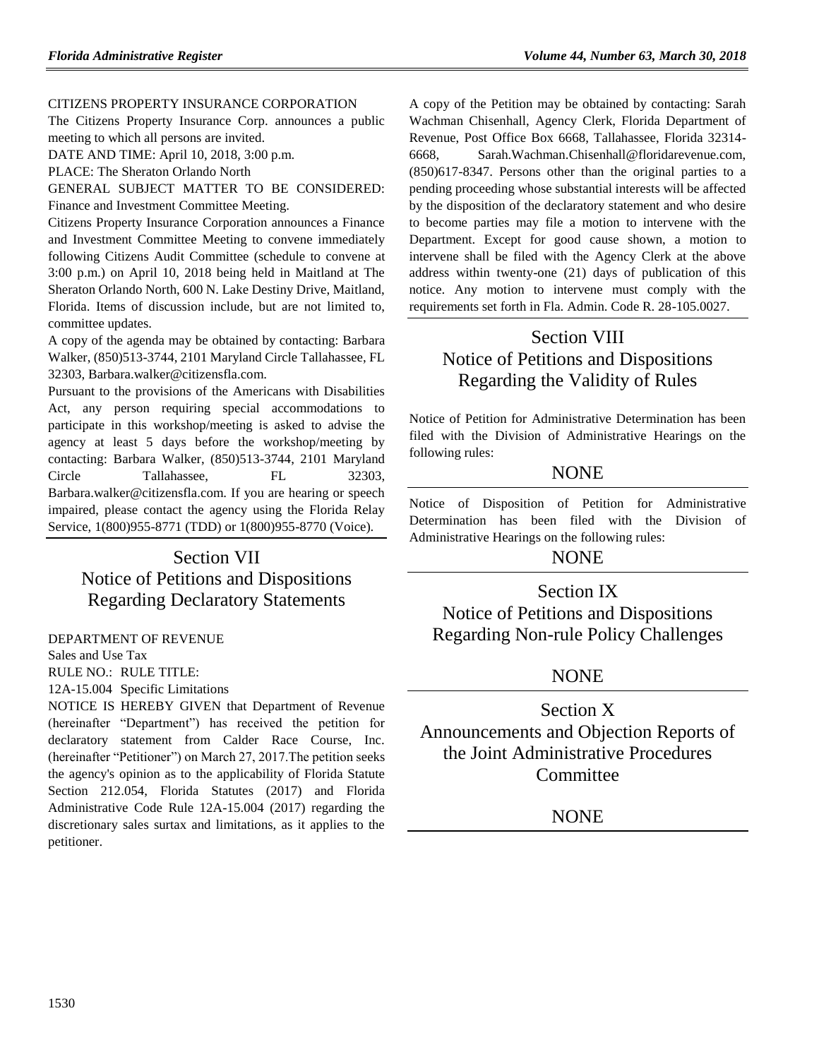CITIZENS PROPERTY INSURANCE CORPORATION

The Citizens Property Insurance Corp. announces a public meeting to which all persons are invited.

DATE AND TIME: April 10, 2018, 3:00 p.m.

PLACE: The Sheraton Orlando North

GENERAL SUBJECT MATTER TO BE CONSIDERED: Finance and Investment Committee Meeting.

Citizens Property Insurance Corporation announces a Finance and Investment Committee Meeting to convene immediately following Citizens Audit Committee (schedule to convene at 3:00 p.m.) on April 10, 2018 being held in Maitland at The Sheraton Orlando North, 600 N. Lake Destiny Drive, Maitland, Florida. Items of discussion include, but are not limited to, committee updates.

A copy of the agenda may be obtained by contacting: Barbara Walker, (850)513-3744, 2101 Maryland Circle Tallahassee, FL 32303, Barbara.walker@citizensfla.com.

Pursuant to the provisions of the Americans with Disabilities Act, any person requiring special accommodations to participate in this workshop/meeting is asked to advise the agency at least 5 days before the workshop/meeting by contacting: Barbara Walker, (850)513-3744, 2101 Maryland Circle Tallahassee, FL 32303, Barbara.walker@citizensfla.com. If you are hearing or speech impaired, please contact the agency using the Florida Relay Service, 1(800)955-8771 (TDD) or 1(800)955-8770 (Voice).

# Section VII Notice of Petitions and Dispositions Regarding Declaratory Statements

DEPARTMENT OF REVENUE

Sales and Use Tax

RULE NO.: RULE TITLE:

12A-15.004 Specific Limitations

NOTICE IS HEREBY GIVEN that Department of Revenue (hereinafter "Department") has received the petition for declaratory statement from Calder Race Course, Inc. (hereinafter "Petitioner") on March 27, 2017.The petition seeks the agency's opinion as to the applicability of Florida Statute Section 212.054, Florida Statutes (2017) and Florida Administrative Code Rule 12A-15.004 (2017) regarding the discretionary sales surtax and limitations, as it applies to the petitioner.

A copy of the Petition may be obtained by contacting: Sarah Wachman Chisenhall, Agency Clerk, Florida Department of Revenue, Post Office Box 6668, Tallahassee, Florida 32314-6668, Sarah.Wachman.Chisenhall@floridarevenue.com, (850)617-8347. Persons other than the original parties to a pending proceeding whose substantial interests will be affected by the disposition of the declaratory statement and who desire to become parties may file a motion to intervene with the Department. Except for good cause shown, a motion to intervene shall be filed with the Agency Clerk at the above address within twenty-one (21) days of publication of this notice. Any motion to intervene must comply with the requirements set forth in Fla. Admin. Code R. 28-105.0027.

# Section VIII Notice of Petitions and Dispositions Regarding the Validity of Rules

Notice of Petition for Administrative Determination has been filed with the Division of Administrative Hearings on the following rules:

NONE

Notice of Disposition of Petition for Administrative Determination has been filed with the Division of Administrative Hearings on the following rules:

NONE

# Section IX Notice of Petitions and Dispositions Regarding Non-rule Policy Challenges

NONE

# Section X Announcements and Objection Reports of the Joint Administrative Procedures Committee

NONE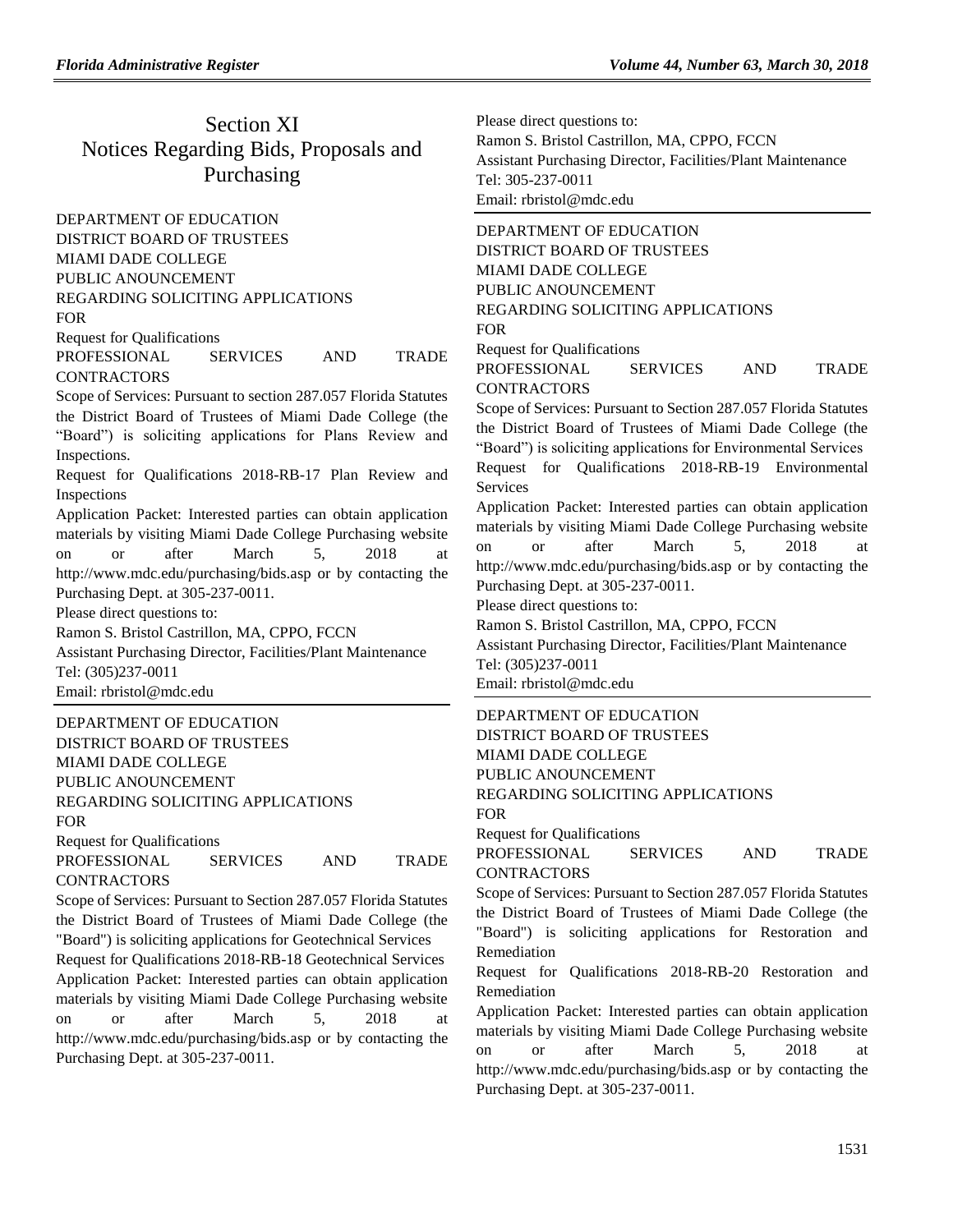# Section XI
# Notices Regarding Bids, Proposals and Purchasing

DEPARTMENT OF EDUCATION
DISTRICT BOARD OF TRUSTEES
MIAMI DADE COLLEGE
PUBLIC ANOUNCEMENT
REGARDING SOLICITING APPLICATIONS
FOR
Request for Qualifications
PROFESSIONAL SERVICES AND TRADE CONTRACTORS

Scope of Services: Pursuant to section 287.057 Florida Statutes the District Board of Trustees of Miami Dade College (the "Board") is soliciting applications for Plans Review and Inspections.

Request for Qualifications 2018-RB-17 Plan Review and Inspections

Application Packet: Interested parties can obtain application materials by visiting Miami Dade College Purchasing website on or after March 5, 2018 at http://www.mdc.edu/purchasing/bids.asp or by contacting the Purchasing Dept. at 305-237-0011.

Please direct questions to:
Ramon S. Bristol Castrillon, MA, CPPO, FCCN
Assistant Purchasing Director, Facilities/Plant Maintenance
Tel: (305)237-0011
Email: rbristol@mdc.edu

---

DEPARTMENT OF EDUCATION
DISTRICT BOARD OF TRUSTEES
MIAMI DADE COLLEGE
PUBLIC ANOUNCEMENT
REGARDING SOLICITING APPLICATIONS
FOR
Request for Qualifications
PROFESSIONAL SERVICES AND TRADE CONTRACTORS

Scope of Services: Pursuant to Section 287.057 Florida Statutes the District Board of Trustees of Miami Dade College (the "Board") is soliciting applications for Geotechnical Services

Request for Qualifications 2018-RB-18 Geotechnical Services

Application Packet: Interested parties can obtain application materials by visiting Miami Dade College Purchasing website on or after March 5, 2018 at http://www.mdc.edu/purchasing/bids.asp or by contacting the Purchasing Dept. at 305-237-0011.

Please direct questions to:
Ramon S. Bristol Castrillon, MA, CPPO, FCCN
Assistant Purchasing Director, Facilities/Plant Maintenance
Tel: 305-237-0011
Email: rbristol@mdc.edu

---

DEPARTMENT OF EDUCATION
DISTRICT BOARD OF TRUSTEES
MIAMI DADE COLLEGE
PUBLIC ANOUNCEMENT
REGARDING SOLICITING APPLICATIONS
FOR
Request for Qualifications
PROFESSIONAL SERVICES AND TRADE CONTRACTORS

Scope of Services: Pursuant to Section 287.057 Florida Statutes the District Board of Trustees of Miami Dade College (the "Board") is soliciting applications for Environmental Services

Request for Qualifications 2018-RB-19 Environmental Services

Application Packet: Interested parties can obtain application materials by visiting Miami Dade College Purchasing website on or after March 5, 2018 at http://www.mdc.edu/purchasing/bids.asp or by contacting the Purchasing Dept. at 305-237-0011.

Please direct questions to:
Ramon S. Bristol Castrillon, MA, CPPO, FCCN
Assistant Purchasing Director, Facilities/Plant Maintenance
Tel: (305)237-0011
Email: rbristol@mdc.edu

---

DEPARTMENT OF EDUCATION
DISTRICT BOARD OF TRUSTEES
MIAMI DADE COLLEGE
PUBLIC ANOUNCEMENT
REGARDING SOLICITING APPLICATIONS
FOR
Request for Qualifications
PROFESSIONAL SERVICES AND TRADE CONTRACTORS

Scope of Services: Pursuant to Section 287.057 Florida Statutes the District Board of Trustees of Miami Dade College (the "Board") is soliciting applications for Restoration and Remediation

Request for Qualifications 2018-RB-20 Restoration and Remediation

Application Packet: Interested parties can obtain application materials by visiting Miami Dade College Purchasing website on or after March 5, 2018 at http://www.mdc.edu/purchasing/bids.asp or by contacting the Purchasing Dept. at 305-237-0011.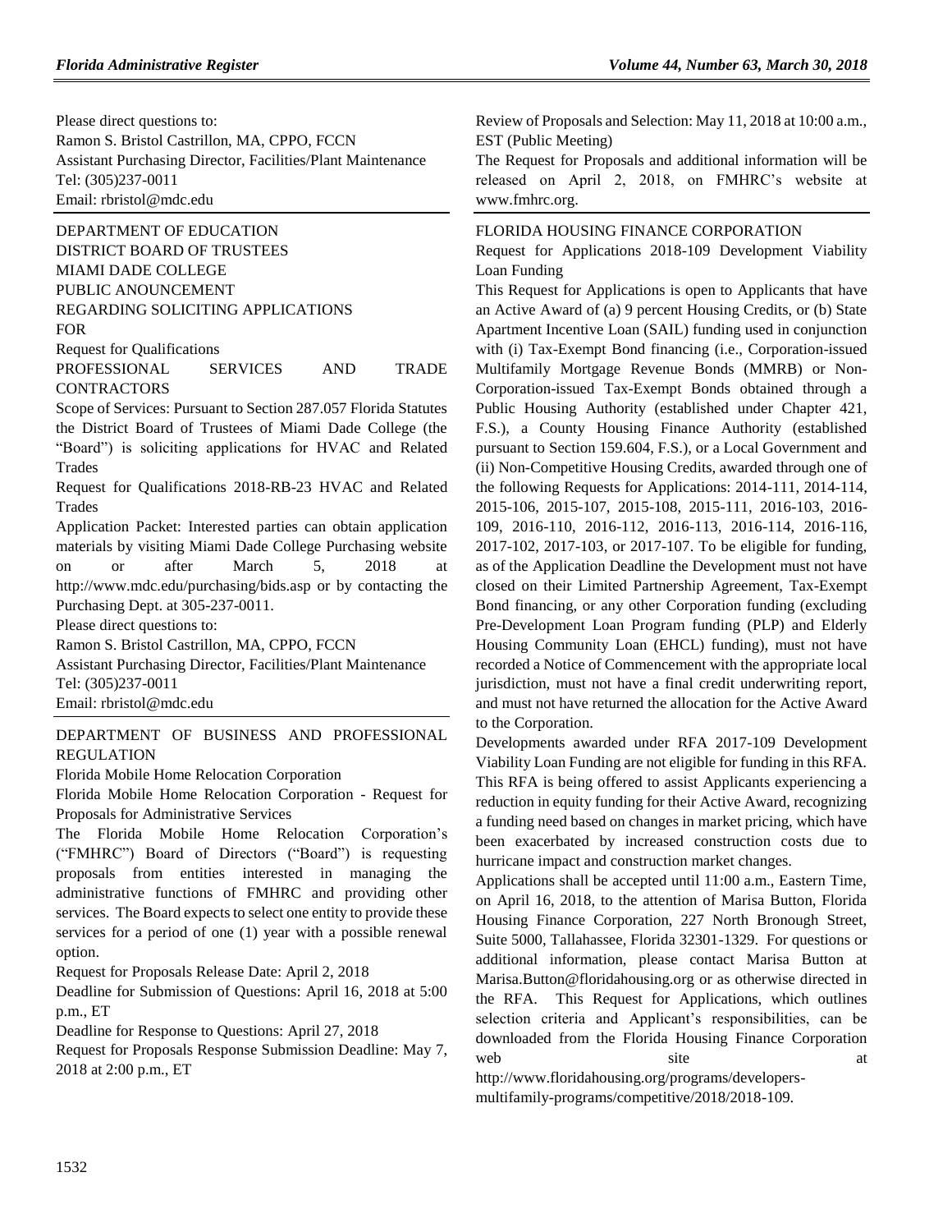Please direct questions to:
Ramon S. Bristol Castrillon, MA, CPPO, FCCN
Assistant Purchasing Director, Facilities/Plant Maintenance
Tel: (305)237-0011
Email: rbristol@mdc.edu

DEPARTMENT OF EDUCATION
DISTRICT BOARD OF TRUSTEES
MIAMI DADE COLLEGE
PUBLIC ANOUNCEMENT
REGARDING SOLICITING APPLICATIONS
FOR
Request for Qualifications
PROFESSIONAL SERVICES AND TRADE CONTRACTORS

Scope of Services: Pursuant to Section 287.057 Florida Statutes the District Board of Trustees of Miami Dade College (the "Board") is soliciting applications for HVAC and Related Trades

Request for Qualifications 2018-RB-23 HVAC and Related Trades

Application Packet: Interested parties can obtain application materials by visiting Miami Dade College Purchasing website on or after March 5, 2018 at http://www.mdc.edu/purchasing/bids.asp or by contacting the Purchasing Dept. at 305-237-0011.

Please direct questions to:
Ramon S. Bristol Castrillon, MA, CPPO, FCCN
Assistant Purchasing Director, Facilities/Plant Maintenance
Tel: (305)237-0011
Email: rbristol@mdc.edu

DEPARTMENT OF BUSINESS AND PROFESSIONAL REGULATION
Florida Mobile Home Relocation Corporation
Florida Mobile Home Relocation Corporation - Request for Proposals for Administrative Services

The Florida Mobile Home Relocation Corporation's ("FMHRC") Board of Directors ("Board") is requesting proposals from entities interested in managing the administrative functions of FMHRC and providing other services. The Board expects to select one entity to provide these services for a period of one (1) year with a possible renewal option.

Request for Proposals Release Date: April 2, 2018

Deadline for Submission of Questions: April 16, 2018 at 5:00 p.m., ET

Deadline for Response to Questions: April 27, 2018

Request for Proposals Response Submission Deadline: May 7, 2018 at 2:00 p.m., ET

Review of Proposals and Selection: May 11, 2018 at 10:00 a.m., EST (Public Meeting)

The Request for Proposals and additional information will be released on April 2, 2018, on FMHRC's website at www.fmhrc.org.

FLORIDA HOUSING FINANCE CORPORATION
Request for Applications 2018-109 Development Viability Loan Funding

This Request for Applications is open to Applicants that have an Active Award of (a) 9 percent Housing Credits, or (b) State Apartment Incentive Loan (SAIL) funding used in conjunction with (i) Tax-Exempt Bond financing (i.e., Corporation-issued Multifamily Mortgage Revenue Bonds (MMRB) or Non-Corporation-issued Tax-Exempt Bonds obtained through a Public Housing Authority (established under Chapter 421, F.S.), a County Housing Finance Authority (established pursuant to Section 159.604, F.S.), or a Local Government and (ii) Non-Competitive Housing Credits, awarded through one of the following Requests for Applications: 2014-111, 2014-114, 2015-106, 2015-107, 2015-108, 2015-111, 2016-103, 2016-109, 2016-110, 2016-112, 2016-113, 2016-114, 2016-116, 2017-102, 2017-103, or 2017-107. To be eligible for funding, as of the Application Deadline the Development must not have closed on their Limited Partnership Agreement, Tax-Exempt Bond financing, or any other Corporation funding (excluding Pre-Development Loan Program funding (PLP) and Elderly Housing Community Loan (EHCL) funding), must not have recorded a Notice of Commencement with the appropriate local jurisdiction, must not have a final credit underwriting report, and must not have returned the allocation for the Active Award to the Corporation.

Developments awarded under RFA 2017-109 Development Viability Loan Funding are not eligible for funding in this RFA. This RFA is being offered to assist Applicants experiencing a reduction in equity funding for their Active Award, recognizing a funding need based on changes in market pricing, which have been exacerbated by increased construction costs due to hurricane impact and construction market changes.

Applications shall be accepted until 11:00 a.m., Eastern Time, on April 16, 2018, to the attention of Marisa Button, Florida Housing Finance Corporation, 227 North Bronough Street, Suite 5000, Tallahassee, Florida 32301-1329. For questions or additional information, please contact Marisa Button at Marisa.Button@floridahousing.org or as otherwise directed in the RFA. This Request for Applications, which outlines selection criteria and Applicant's responsibilities, can be downloaded from the Florida Housing Finance Corporation web site at http://www.floridahousing.org/programs/developers-multifamily-programs/competitive/2018/2018-109.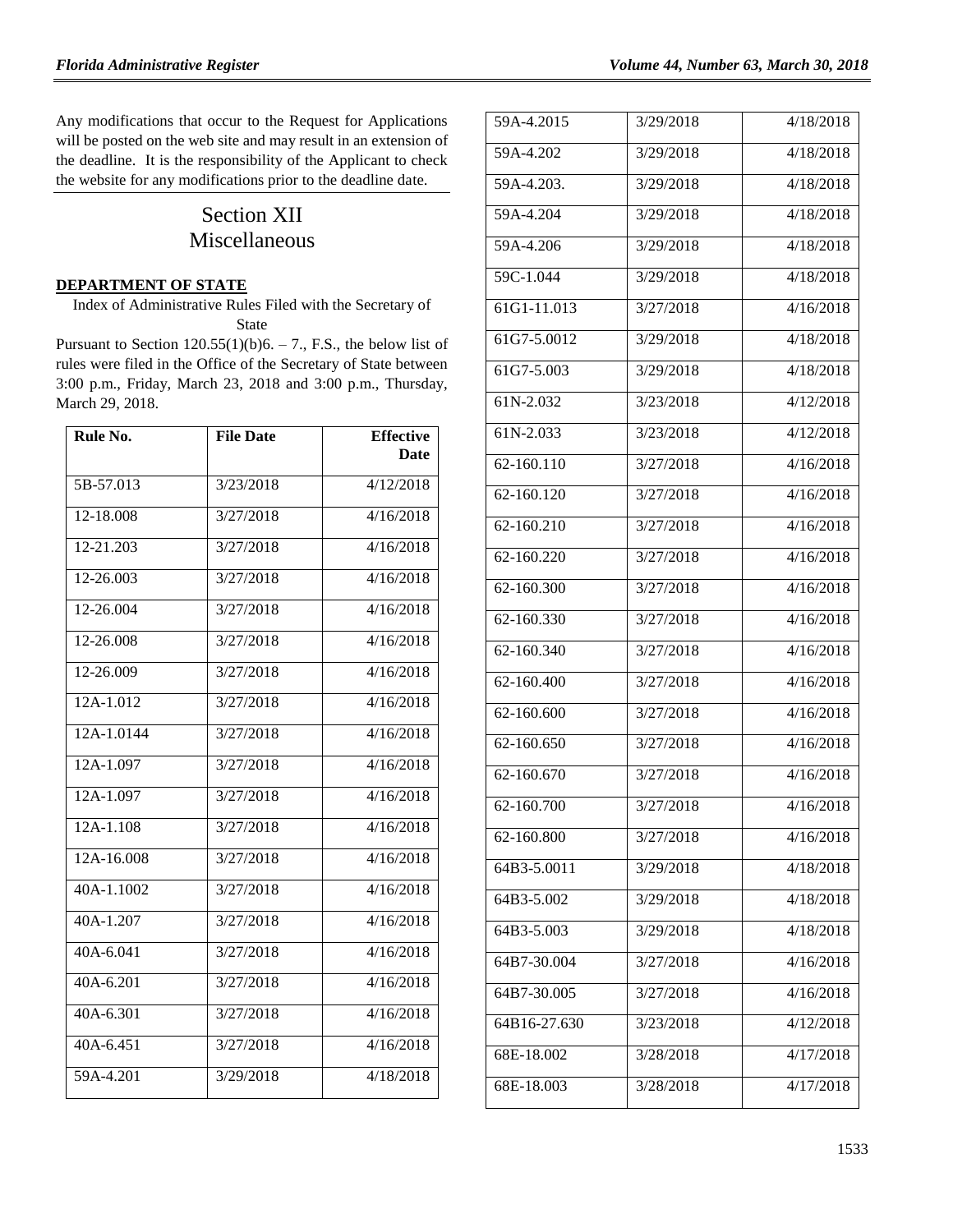Any modifications that occur to the Request for Applications will be posted on the web site and may result in an extension of the deadline. It is the responsibility of the Applicant to check the website for any modifications prior to the deadline date.

# Section XII
# Miscellaneous

## DEPARTMENT OF STATE

Index of Administrative Rules Filed with the Secretary of State

Pursuant to Section 120.55(1)(b)6. – 7., F.S., the below list of rules were filed in the Office of the Secretary of State between 3:00 p.m., Friday, March 23, 2018 and 3:00 p.m., Thursday, March 29, 2018.

| Rule No. | File Date | Effective Date |
|---|---|---|
| 5B-57.013 | 3/23/2018 | 4/12/2018 |
| 12-18.008 | 3/27/2018 | 4/16/2018 |
| 12-21.203 | 3/27/2018 | 4/16/2018 |
| 12-26.003 | 3/27/2018 | 4/16/2018 |
| 12-26.004 | 3/27/2018 | 4/16/2018 |
| 12-26.008 | 3/27/2018 | 4/16/2018 |
| 12-26.009 | 3/27/2018 | 4/16/2018 |
| 12A-1.012 | 3/27/2018 | 4/16/2018 |
| 12A-1.0144 | 3/27/2018 | 4/16/2018 |
| 12A-1.097 | 3/27/2018 | 4/16/2018 |
| 12A-1.097 | 3/27/2018 | 4/16/2018 |
| 12A-1.108 | 3/27/2018 | 4/16/2018 |
| 12A-16.008 | 3/27/2018 | 4/16/2018 |
| 40A-1.1002 | 3/27/2018 | 4/16/2018 |
| 40A-1.207 | 3/27/2018 | 4/16/2018 |
| 40A-6.041 | 3/27/2018 | 4/16/2018 |
| 40A-6.201 | 3/27/2018 | 4/16/2018 |
| 40A-6.301 | 3/27/2018 | 4/16/2018 |
| 40A-6.451 | 3/27/2018 | 4/16/2018 |
| 59A-4.201 | 3/29/2018 | 4/18/2018 |
| 59A-4.2015 | 3/29/2018 | 4/18/2018 |
| 59A-4.202 | 3/29/2018 | 4/18/2018 |
| 59A-4.203. | 3/29/2018 | 4/18/2018 |
| 59A-4.204 | 3/29/2018 | 4/18/2018 |
| 59A-4.206 | 3/29/2018 | 4/18/2018 |
| 59C-1.044 | 3/29/2018 | 4/18/2018 |
| 61G1-11.013 | 3/27/2018 | 4/16/2018 |
| 61G7-5.0012 | 3/29/2018 | 4/18/2018 |
| 61G7-5.003 | 3/29/2018 | 4/18/2018 |
| 61N-2.032 | 3/23/2018 | 4/12/2018 |
| 61N-2.033 | 3/23/2018 | 4/12/2018 |
| 62-160.110 | 3/27/2018 | 4/16/2018 |
| 62-160.120 | 3/27/2018 | 4/16/2018 |
| 62-160.210 | 3/27/2018 | 4/16/2018 |
| 62-160.220 | 3/27/2018 | 4/16/2018 |
| 62-160.300 | 3/27/2018 | 4/16/2018 |
| 62-160.330 | 3/27/2018 | 4/16/2018 |
| 62-160.340 | 3/27/2018 | 4/16/2018 |
| 62-160.400 | 3/27/2018 | 4/16/2018 |
| 62-160.600 | 3/27/2018 | 4/16/2018 |
| 62-160.650 | 3/27/2018 | 4/16/2018 |
| 62-160.670 | 3/27/2018 | 4/16/2018 |
| 62-160.700 | 3/27/2018 | 4/16/2018 |
| 62-160.800 | 3/27/2018 | 4/16/2018 |
| 64B3-5.0011 | 3/29/2018 | 4/18/2018 |
| 64B3-5.002 | 3/29/2018 | 4/18/2018 |
| 64B3-5.003 | 3/29/2018 | 4/18/2018 |
| 64B7-30.004 | 3/27/2018 | 4/16/2018 |
| 64B7-30.005 | 3/27/2018 | 4/16/2018 |
| 64B16-27.630 | 3/23/2018 | 4/12/2018 |
| 68E-18.002 | 3/28/2018 | 4/17/2018 |
| 68E-18.003 | 3/28/2018 | 4/17/2018 |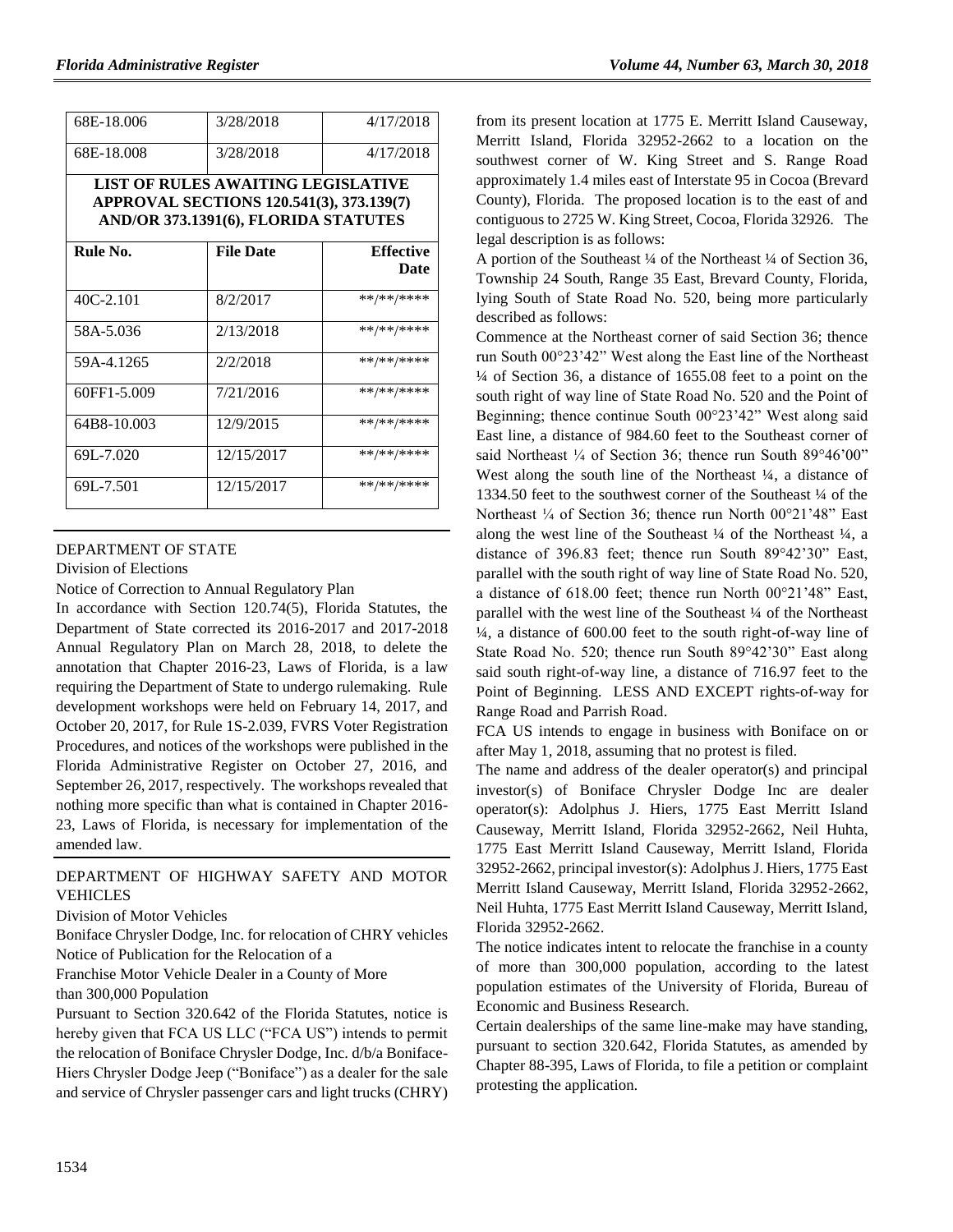| | | |
|---|---|---|
| 68E-18.006 | 3/28/2018 | 4/17/2018 |
| 68E-18.008 | 3/28/2018 | 4/17/2018 |

**LIST OF RULES AWAITING LEGISLATIVE APPROVAL SECTIONS 120.541(3), 373.139(7) AND/OR 373.1391(6), FLORIDA STATUTES**

| Rule No. | File Date | Effective Date |
|---|---|---|
| 40C-2.101 | 8/2/2017 | \*\*/\*\*/\*\*\*\* |
| 58A-5.036 | 2/13/2018 | \*\*/\*\*/\*\*\*\* |
| 59A-4.1265 | 2/2/2018 | \*\*/\*\*/\*\*\*\* |
| 60FF1-5.009 | 7/21/2016 | \*\*/\*\*/\*\*\*\* |
| 64B8-10.003 | 12/9/2015 | \*\*/\*\*/\*\*\*\* |
| 69L-7.020 | 12/15/2017 | \*\*/\*\*/\*\*\*\* |
| 69L-7.501 | 12/15/2017 | \*\*/\*\*/\*\*\*\* |

DEPARTMENT OF STATE

Division of Elections

Notice of Correction to Annual Regulatory Plan

In accordance with Section 120.74(5), Florida Statutes, the Department of State corrected its 2016-2017 and 2017-2018 Annual Regulatory Plan on March 28, 2018, to delete the annotation that Chapter 2016-23, Laws of Florida, is a law requiring the Department of State to undergo rulemaking. Rule development workshops were held on February 14, 2017, and October 20, 2017, for Rule 1S-2.039, FVRS Voter Registration Procedures, and notices of the workshops were published in the Florida Administrative Register on October 27, 2016, and September 26, 2017, respectively. The workshops revealed that nothing more specific than what is contained in Chapter 2016-23, Laws of Florida, is necessary for implementation of the amended law.

DEPARTMENT OF HIGHWAY SAFETY AND MOTOR VEHICLES

Division of Motor Vehicles

Boniface Chrysler Dodge, Inc. for relocation of CHRY vehicles

Notice of Publication for the Relocation of a

Franchise Motor Vehicle Dealer in a County of More than 300,000 Population

Pursuant to Section 320.642 of the Florida Statutes, notice is hereby given that FCA US LLC ("FCA US") intends to permit the relocation of Boniface Chrysler Dodge, Inc. d/b/a Boniface-Hiers Chrysler Dodge Jeep ("Boniface") as a dealer for the sale and service of Chrysler passenger cars and light trucks (CHRY) from its present location at 1775 E. Merritt Island Causeway, Merritt Island, Florida 32952-2662 to a location on the southwest corner of W. King Street and S. Range Road approximately 1.4 miles east of Interstate 95 in Cocoa (Brevard County), Florida. The proposed location is to the east of and contiguous to 2725 W. King Street, Cocoa, Florida 32926. The legal description is as follows:

A portion of the Southeast ¼ of the Northeast ¼ of Section 36, Township 24 South, Range 35 East, Brevard County, Florida, lying South of State Road No. 520, being more particularly described as follows:

Commence at the Northeast corner of said Section 36; thence run South 00°23'42" West along the East line of the Northeast ¼ of Section 36, a distance of 1655.08 feet to a point on the south right of way line of State Road No. 520 and the Point of Beginning; thence continue South 00°23'42" West along said East line, a distance of 984.60 feet to the Southeast corner of said Northeast ¼ of Section 36; thence run South 89°46'00" West along the south line of the Northeast ¼, a distance of 1334.50 feet to the southwest corner of the Southeast ¼ of the Northeast ¼ of Section 36; thence run North 00°21'48" East along the west line of the Southeast ¼ of the Northeast ¼, a distance of 396.83 feet; thence run South 89°42'30" East, parallel with the south right of way line of State Road No. 520, a distance of 618.00 feet; thence run North 00°21'48" East, parallel with the west line of the Southeast ¼ of the Northeast ¼, a distance of 600.00 feet to the south right-of-way line of State Road No. 520; thence run South 89°42'30" East along said south right-of-way line, a distance of 716.97 feet to the Point of Beginning. LESS AND EXCEPT rights-of-way for Range Road and Parrish Road.

FCA US intends to engage in business with Boniface on or after May 1, 2018, assuming that no protest is filed.

The name and address of the dealer operator(s) and principal investor(s) of Boniface Chrysler Dodge Inc are dealer operator(s): Adolphus J. Hiers, 1775 East Merritt Island Causeway, Merritt Island, Florida 32952-2662, Neil Huhta, 1775 East Merritt Island Causeway, Merritt Island, Florida 32952-2662, principal investor(s): Adolphus J. Hiers, 1775 East Merritt Island Causeway, Merritt Island, Florida 32952-2662, Neil Huhta, 1775 East Merritt Island Causeway, Merritt Island, Florida 32952-2662.

The notice indicates intent to relocate the franchise in a county of more than 300,000 population, according to the latest population estimates of the University of Florida, Bureau of Economic and Business Research.

Certain dealerships of the same line-make may have standing, pursuant to section 320.642, Florida Statutes, as amended by Chapter 88-395, Laws of Florida, to file a petition or complaint protesting the application.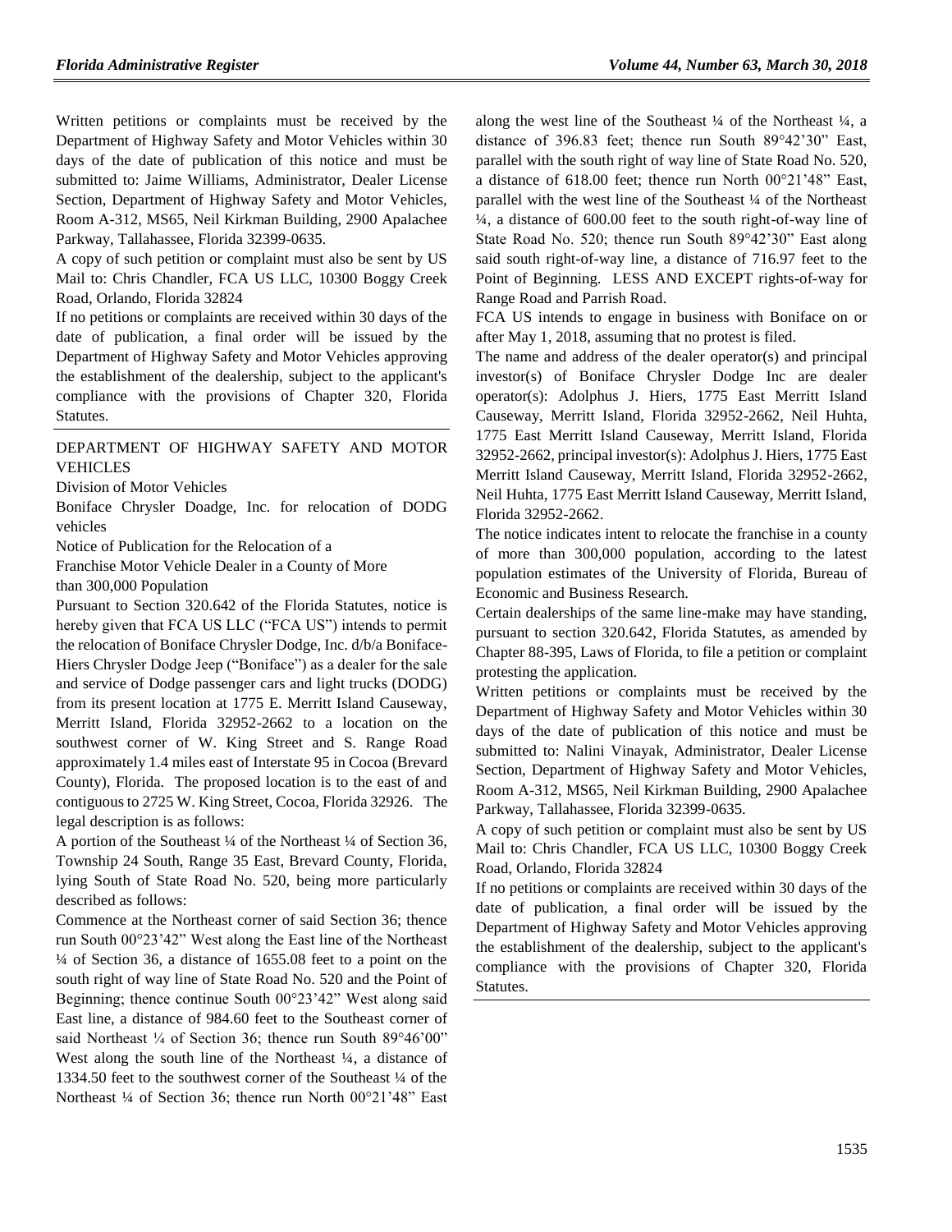Written petitions or complaints must be received by the Department of Highway Safety and Motor Vehicles within 30 days of the date of publication of this notice and must be submitted to: Jaime Williams, Administrator, Dealer License Section, Department of Highway Safety and Motor Vehicles, Room A-312, MS65, Neil Kirkman Building, 2900 Apalachee Parkway, Tallahassee, Florida 32399-0635.

A copy of such petition or complaint must also be sent by US Mail to: Chris Chandler, FCA US LLC, 10300 Boggy Creek Road, Orlando, Florida 32824

If no petitions or complaints are received within 30 days of the date of publication, a final order will be issued by the Department of Highway Safety and Motor Vehicles approving the establishment of the dealership, subject to the applicant's compliance with the provisions of Chapter 320, Florida Statutes.

DEPARTMENT OF HIGHWAY SAFETY AND MOTOR VEHICLES

Division of Motor Vehicles

Boniface Chrysler Doadge, Inc. for relocation of DODG vehicles

Notice of Publication for the Relocation of a

Franchise Motor Vehicle Dealer in a County of More than 300,000 Population

Pursuant to Section 320.642 of the Florida Statutes, notice is hereby given that FCA US LLC ("FCA US") intends to permit the relocation of Boniface Chrysler Dodge, Inc. d/b/a Boniface-Hiers Chrysler Dodge Jeep ("Boniface") as a dealer for the sale and service of Dodge passenger cars and light trucks (DODG) from its present location at 1775 E. Merritt Island Causeway, Merritt Island, Florida 32952-2662 to a location on the southwest corner of W. King Street and S. Range Road approximately 1.4 miles east of Interstate 95 in Cocoa (Brevard County), Florida. The proposed location is to the east of and contiguous to 2725 W. King Street, Cocoa, Florida 32926. The legal description is as follows:

A portion of the Southeast ¼ of the Northeast ¼ of Section 36, Township 24 South, Range 35 East, Brevard County, Florida, lying South of State Road No. 520, being more particularly described as follows:

Commence at the Northeast corner of said Section 36; thence run South 00°23'42" West along the East line of the Northeast ¼ of Section 36, a distance of 1655.08 feet to a point on the south right of way line of State Road No. 520 and the Point of Beginning; thence continue South 00°23'42" West along said East line, a distance of 984.60 feet to the Southeast corner of said Northeast ¼ of Section 36; thence run South 89°46'00" West along the south line of the Northeast ¼, a distance of 1334.50 feet to the southwest corner of the Southeast ¼ of the Northeast ¼ of Section 36; thence run North 00°21'48" East along the west line of the Southeast ¼ of the Northeast ¼, a distance of 396.83 feet; thence run South 89°42'30" East, parallel with the south right of way line of State Road No. 520, a distance of 618.00 feet; thence run North 00°21'48" East, parallel with the west line of the Southeast ¼ of the Northeast ¼, a distance of 600.00 feet to the south right-of-way line of State Road No. 520; thence run South 89°42'30" East along said south right-of-way line, a distance of 716.97 feet to the Point of Beginning. LESS AND EXCEPT rights-of-way for Range Road and Parrish Road.

FCA US intends to engage in business with Boniface on or after May 1, 2018, assuming that no protest is filed.

The name and address of the dealer operator(s) and principal investor(s) of Boniface Chrysler Dodge Inc are dealer operator(s): Adolphus J. Hiers, 1775 East Merritt Island Causeway, Merritt Island, Florida 32952-2662, Neil Huhta, 1775 East Merritt Island Causeway, Merritt Island, Florida 32952-2662, principal investor(s): Adolphus J. Hiers, 1775 East Merritt Island Causeway, Merritt Island, Florida 32952-2662, Neil Huhta, 1775 East Merritt Island Causeway, Merritt Island, Florida 32952-2662.

The notice indicates intent to relocate the franchise in a county of more than 300,000 population, according to the latest population estimates of the University of Florida, Bureau of Economic and Business Research.

Certain dealerships of the same line-make may have standing, pursuant to section 320.642, Florida Statutes, as amended by Chapter 88-395, Laws of Florida, to file a petition or complaint protesting the application.

Written petitions or complaints must be received by the Department of Highway Safety and Motor Vehicles within 30 days of the date of publication of this notice and must be submitted to: Nalini Vinayak, Administrator, Dealer License Section, Department of Highway Safety and Motor Vehicles, Room A-312, MS65, Neil Kirkman Building, 2900 Apalachee Parkway, Tallahassee, Florida 32399-0635.

A copy of such petition or complaint must also be sent by US Mail to: Chris Chandler, FCA US LLC, 10300 Boggy Creek Road, Orlando, Florida 32824

If no petitions or complaints are received within 30 days of the date of publication, a final order will be issued by the Department of Highway Safety and Motor Vehicles approving the establishment of the dealership, subject to the applicant's compliance with the provisions of Chapter 320, Florida Statutes.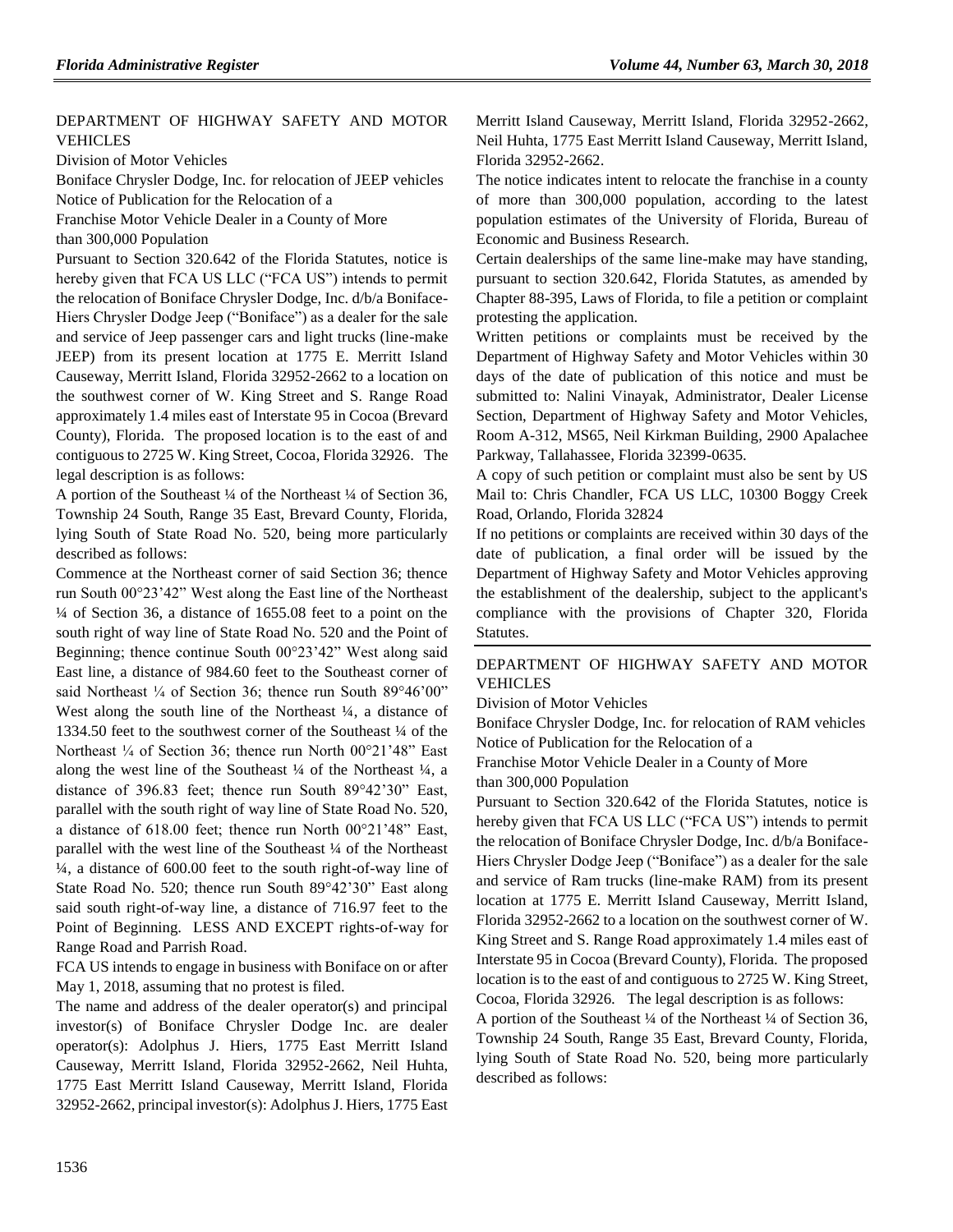DEPARTMENT OF HIGHWAY SAFETY AND MOTOR VEHICLES

Division of Motor Vehicles

Boniface Chrysler Dodge, Inc. for relocation of JEEP vehicles

Notice of Publication for the Relocation of a Franchise Motor Vehicle Dealer in a County of More than 300,000 Population

Pursuant to Section 320.642 of the Florida Statutes, notice is hereby given that FCA US LLC ("FCA US") intends to permit the relocation of Boniface Chrysler Dodge, Inc. d/b/a Boniface-Hiers Chrysler Dodge Jeep ("Boniface") as a dealer for the sale and service of Jeep passenger cars and light trucks (line-make JEEP) from its present location at 1775 E. Merritt Island Causeway, Merritt Island, Florida 32952-2662 to a location on the southwest corner of W. King Street and S. Range Road approximately 1.4 miles east of Interstate 95 in Cocoa (Brevard County), Florida. The proposed location is to the east of and contiguous to 2725 W. King Street, Cocoa, Florida 32926. The legal description is as follows:

A portion of the Southeast ¼ of the Northeast ¼ of Section 36, Township 24 South, Range 35 East, Brevard County, Florida, lying South of State Road No. 520, being more particularly described as follows:

Commence at the Northeast corner of said Section 36; thence run South 00°23'42" West along the East line of the Northeast ¼ of Section 36, a distance of 1655.08 feet to a point on the south right of way line of State Road No. 520 and the Point of Beginning; thence continue South 00°23'42" West along said East line, a distance of 984.60 feet to the Southeast corner of said Northeast ¼ of Section 36; thence run South 89°46'00" West along the south line of the Northeast ¼, a distance of 1334.50 feet to the southwest corner of the Southeast ¼ of the Northeast ¼ of Section 36; thence run North 00°21'48" East along the west line of the Southeast ¼ of the Northeast ¼, a distance of 396.83 feet; thence run South 89°42'30" East, parallel with the south right of way line of State Road No. 520, a distance of 618.00 feet; thence run North 00°21'48" East, parallel with the west line of the Southeast ¼ of the Northeast ¼, a distance of 600.00 feet to the south right-of-way line of State Road No. 520; thence run South 89°42'30" East along said south right-of-way line, a distance of 716.97 feet to the Point of Beginning. LESS AND EXCEPT rights-of-way for Range Road and Parrish Road.

FCA US intends to engage in business with Boniface on or after May 1, 2018, assuming that no protest is filed.

The name and address of the dealer operator(s) and principal investor(s) of Boniface Chrysler Dodge Inc. are dealer operator(s): Adolphus J. Hiers, 1775 East Merritt Island Causeway, Merritt Island, Florida 32952-2662, Neil Huhta, 1775 East Merritt Island Causeway, Merritt Island, Florida 32952-2662, principal investor(s): Adolphus J. Hiers, 1775 East Merritt Island Causeway, Merritt Island, Florida 32952-2662, Neil Huhta, 1775 East Merritt Island Causeway, Merritt Island, Florida 32952-2662.

The notice indicates intent to relocate the franchise in a county of more than 300,000 population, according to the latest population estimates of the University of Florida, Bureau of Economic and Business Research.

Certain dealerships of the same line-make may have standing, pursuant to section 320.642, Florida Statutes, as amended by Chapter 88-395, Laws of Florida, to file a petition or complaint protesting the application.

Written petitions or complaints must be received by the Department of Highway Safety and Motor Vehicles within 30 days of the date of publication of this notice and must be submitted to: Nalini Vinayak, Administrator, Dealer License Section, Department of Highway Safety and Motor Vehicles, Room A-312, MS65, Neil Kirkman Building, 2900 Apalachee Parkway, Tallahassee, Florida 32399-0635.

A copy of such petition or complaint must also be sent by US Mail to: Chris Chandler, FCA US LLC, 10300 Boggy Creek Road, Orlando, Florida 32824

If no petitions or complaints are received within 30 days of the date of publication, a final order will be issued by the Department of Highway Safety and Motor Vehicles approving the establishment of the dealership, subject to the applicant's compliance with the provisions of Chapter 320, Florida Statutes.

DEPARTMENT OF HIGHWAY SAFETY AND MOTOR VEHICLES

Division of Motor Vehicles

Boniface Chrysler Dodge, Inc. for relocation of RAM vehicles

Notice of Publication for the Relocation of a Franchise Motor Vehicle Dealer in a County of More than 300,000 Population

Pursuant to Section 320.642 of the Florida Statutes, notice is hereby given that FCA US LLC ("FCA US") intends to permit the relocation of Boniface Chrysler Dodge, Inc. d/b/a Boniface-Hiers Chrysler Dodge Jeep ("Boniface") as a dealer for the sale and service of Ram trucks (line-make RAM) from its present location at 1775 E. Merritt Island Causeway, Merritt Island, Florida 32952-2662 to a location on the southwest corner of W. King Street and S. Range Road approximately 1.4 miles east of Interstate 95 in Cocoa (Brevard County), Florida. The proposed location is to the east of and contiguous to 2725 W. King Street, Cocoa, Florida 32926. The legal description is as follows:

A portion of the Southeast ¼ of the Northeast ¼ of Section 36, Township 24 South, Range 35 East, Brevard County, Florida, lying South of State Road No. 520, being more particularly described as follows: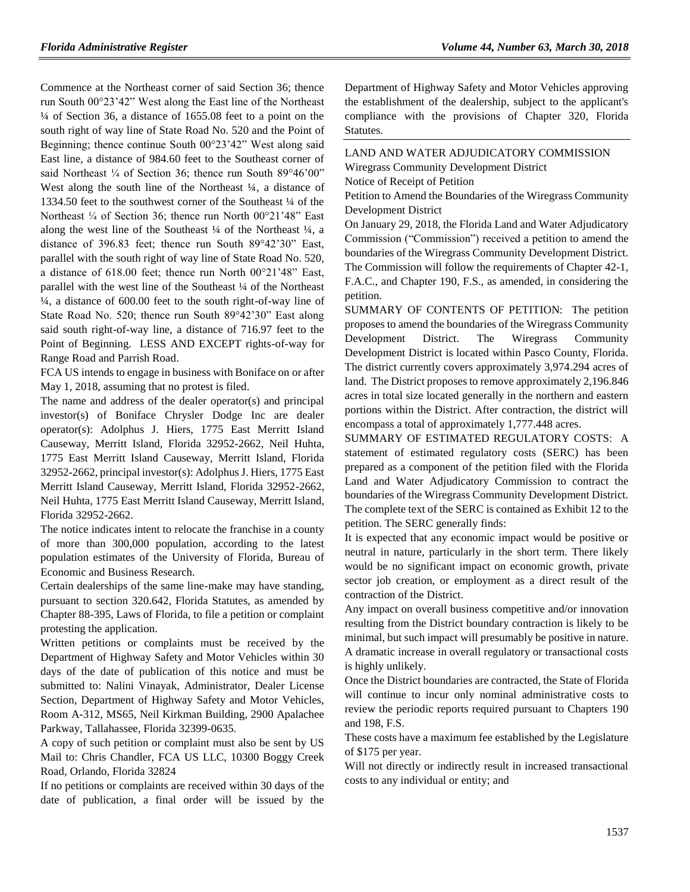Commence at the Northeast corner of said Section 36; thence run South 00°23'42" West along the East line of the Northeast ¼ of Section 36, a distance of 1655.08 feet to a point on the south right of way line of State Road No. 520 and the Point of Beginning; thence continue South 00°23'42" West along said East line, a distance of 984.60 feet to the Southeast corner of said Northeast ¼ of Section 36; thence run South 89°46'00" West along the south line of the Northeast ¼, a distance of 1334.50 feet to the southwest corner of the Southeast ¼ of the Northeast ¼ of Section 36; thence run North 00°21'48" East along the west line of the Southeast ¼ of the Northeast ¼, a distance of 396.83 feet; thence run South 89°42'30" East, parallel with the south right of way line of State Road No. 520, a distance of 618.00 feet; thence run North 00°21'48" East, parallel with the west line of the Southeast ¼ of the Northeast ¼, a distance of 600.00 feet to the south right-of-way line of State Road No. 520; thence run South 89°42'30" East along said south right-of-way line, a distance of 716.97 feet to the Point of Beginning. LESS AND EXCEPT rights-of-way for Range Road and Parrish Road.

FCA US intends to engage in business with Boniface on or after May 1, 2018, assuming that no protest is filed.

The name and address of the dealer operator(s) and principal investor(s) of Boniface Chrysler Dodge Inc are dealer operator(s): Adolphus J. Hiers, 1775 East Merritt Island Causeway, Merritt Island, Florida 32952-2662, Neil Huhta, 1775 East Merritt Island Causeway, Merritt Island, Florida 32952-2662, principal investor(s): Adolphus J. Hiers, 1775 East Merritt Island Causeway, Merritt Island, Florida 32952-2662, Neil Huhta, 1775 East Merritt Island Causeway, Merritt Island, Florida 32952-2662.

The notice indicates intent to relocate the franchise in a county of more than 300,000 population, according to the latest population estimates of the University of Florida, Bureau of Economic and Business Research.

Certain dealerships of the same line-make may have standing, pursuant to section 320.642, Florida Statutes, as amended by Chapter 88-395, Laws of Florida, to file a petition or complaint protesting the application.

Written petitions or complaints must be received by the Department of Highway Safety and Motor Vehicles within 30 days of the date of publication of this notice and must be submitted to: Nalini Vinayak, Administrator, Dealer License Section, Department of Highway Safety and Motor Vehicles, Room A-312, MS65, Neil Kirkman Building, 2900 Apalachee Parkway, Tallahassee, Florida 32399-0635.

A copy of such petition or complaint must also be sent by US Mail to: Chris Chandler, FCA US LLC, 10300 Boggy Creek Road, Orlando, Florida 32824

If no petitions or complaints are received within 30 days of the date of publication, a final order will be issued by the Department of Highway Safety and Motor Vehicles approving the establishment of the dealership, subject to the applicant's compliance with the provisions of Chapter 320, Florida Statutes.

LAND AND WATER ADJUDICATORY COMMISSION

Wiregrass Community Development District

Notice of Receipt of Petition

Petition to Amend the Boundaries of the Wiregrass Community Development District

On January 29, 2018, the Florida Land and Water Adjudicatory Commission ("Commission") received a petition to amend the boundaries of the Wiregrass Community Development District. The Commission will follow the requirements of Chapter 42-1, F.A.C., and Chapter 190, F.S., as amended, in considering the petition.

SUMMARY OF CONTENTS OF PETITION: The petition proposes to amend the boundaries of the Wiregrass Community Development District. The Wiregrass Community Development District is located within Pasco County, Florida. The district currently covers approximately 3,974.294 acres of land. The District proposes to remove approximately 2,196.846 acres in total size located generally in the northern and eastern portions within the District. After contraction, the district will encompass a total of approximately 1,777.448 acres.

SUMMARY OF ESTIMATED REGULATORY COSTS: A statement of estimated regulatory costs (SERC) has been prepared as a component of the petition filed with the Florida Land and Water Adjudicatory Commission to contract the boundaries of the Wiregrass Community Development District. The complete text of the SERC is contained as Exhibit 12 to the petition. The SERC generally finds:

It is expected that any economic impact would be positive or neutral in nature, particularly in the short term. There likely would be no significant impact on economic growth, private sector job creation, or employment as a direct result of the contraction of the District.

Any impact on overall business competitive and/or innovation resulting from the District boundary contraction is likely to be minimal, but such impact will presumably be positive in nature. A dramatic increase in overall regulatory or transactional costs is highly unlikely.

Once the District boundaries are contracted, the State of Florida will continue to incur only nominal administrative costs to review the periodic reports required pursuant to Chapters 190 and 198, F.S.

These costs have a maximum fee established by the Legislature of $175 per year.

Will not directly or indirectly result in increased transactional costs to any individual or entity; and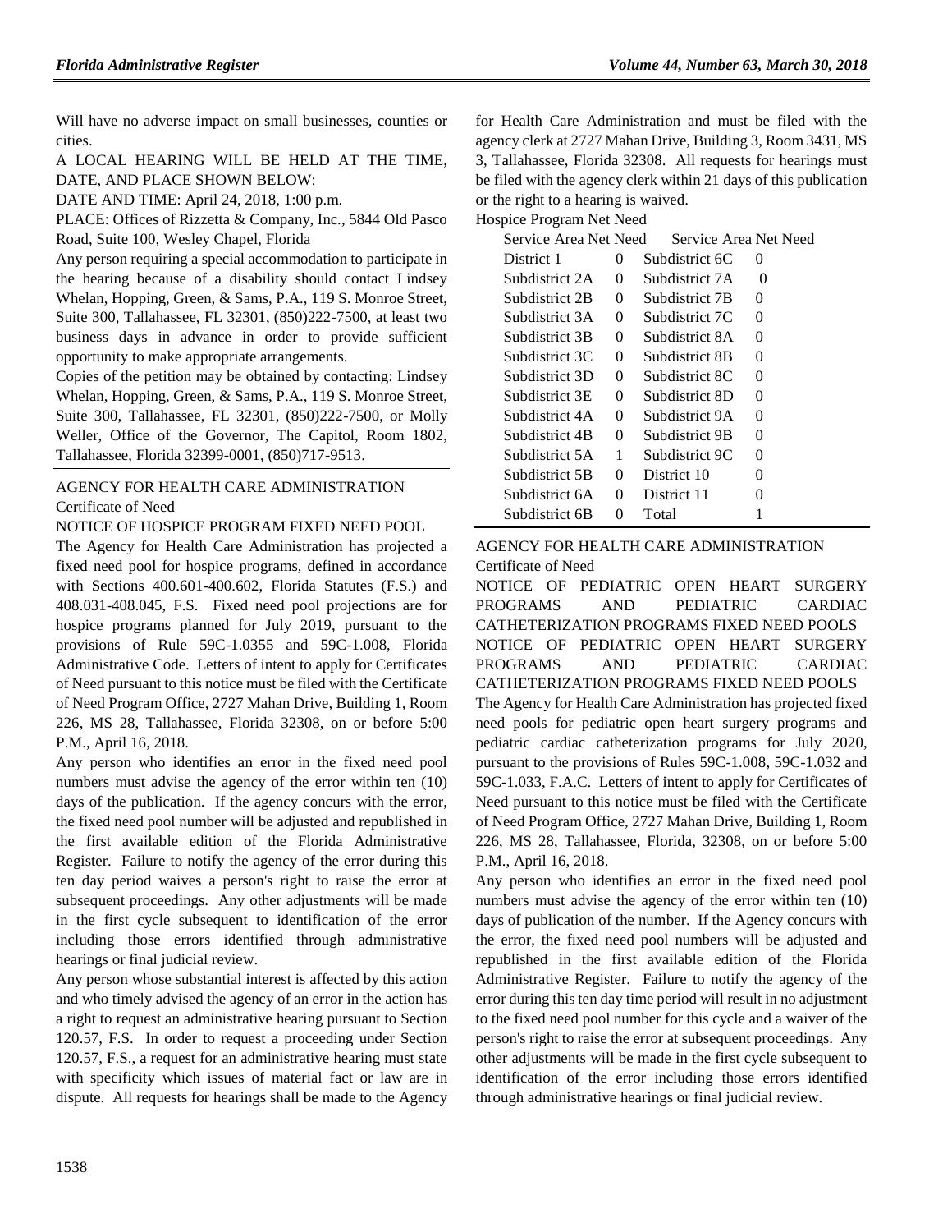Will have no adverse impact on small businesses, counties or cities.

A LOCAL HEARING WILL BE HELD AT THE TIME, DATE, AND PLACE SHOWN BELOW:

DATE AND TIME: April 24, 2018, 1:00 p.m.

PLACE: Offices of Rizzetta & Company, Inc., 5844 Old Pasco Road, Suite 100, Wesley Chapel, Florida

Any person requiring a special accommodation to participate in the hearing because of a disability should contact Lindsey Whelan, Hopping, Green, & Sams, P.A., 119 S. Monroe Street, Suite 300, Tallahassee, FL 32301, (850)222-7500, at least two business days in advance in order to provide sufficient opportunity to make appropriate arrangements.

Copies of the petition may be obtained by contacting: Lindsey Whelan, Hopping, Green, & Sams, P.A., 119 S. Monroe Street, Suite 300, Tallahassee, FL 32301, (850)222-7500, or Molly Weller, Office of the Governor, The Capitol, Room 1802, Tallahassee, Florida 32399-0001, (850)717-9513.

## AGENCY FOR HEALTH CARE ADMINISTRATION

Certificate of Need

NOTICE OF HOSPICE PROGRAM FIXED NEED POOL

The Agency for Health Care Administration has projected a fixed need pool for hospice programs, defined in accordance with Sections 400.601-400.602, Florida Statutes (F.S.) and 408.031-408.045, F.S. Fixed need pool projections are for hospice programs planned for July 2019, pursuant to the provisions of Rule 59C-1.0355 and 59C-1.008, Florida Administrative Code. Letters of intent to apply for Certificates of Need pursuant to this notice must be filed with the Certificate of Need Program Office, 2727 Mahan Drive, Building 1, Room 226, MS 28, Tallahassee, Florida 32308, on or before 5:00 P.M., April 16, 2018.

Any person who identifies an error in the fixed need pool numbers must advise the agency of the error within ten (10) days of the publication. If the agency concurs with the error, the fixed need pool number will be adjusted and republished in the first available edition of the Florida Administrative Register. Failure to notify the agency of the error during this ten day period waives a person's right to raise the error at subsequent proceedings. Any other adjustments will be made in the first cycle subsequent to identification of the error including those errors identified through administrative hearings or final judicial review.

Any person whose substantial interest is affected by this action and who timely advised the agency of an error in the action has a right to request an administrative hearing pursuant to Section 120.57, F.S. In order to request a proceeding under Section 120.57, F.S., a request for an administrative hearing must state with specificity which issues of material fact or law are in dispute. All requests for hearings shall be made to the Agency for Health Care Administration and must be filed with the agency clerk at 2727 Mahan Drive, Building 3, Room 3431, MS 3, Tallahassee, Florida 32308. All requests for hearings must be filed with the agency clerk within 21 days of this publication or the right to a hearing is waived.

Hospice Program Net Need

| Service Area | Net Need | Service Area | Net Need |
|---|---|---|---|
| District 1 | 0 | Subdistrict 6C | 0 |
| Subdistrict 2A | 0 | Subdistrict 7A | 0 |
| Subdistrict 2B | 0 | Subdistrict 7B | 0 |
| Subdistrict 3A | 0 | Subdistrict 7C | 0 |
| Subdistrict 3B | 0 | Subdistrict 8A | 0 |
| Subdistrict 3C | 0 | Subdistrict 8B | 0 |
| Subdistrict 3D | 0 | Subdistrict 8C | 0 |
| Subdistrict 3E | 0 | Subdistrict 8D | 0 |
| Subdistrict 4A | 0 | Subdistrict 9A | 0 |
| Subdistrict 4B | 0 | Subdistrict 9B | 0 |
| Subdistrict 5A | 1 | Subdistrict 9C | 0 |
| Subdistrict 5B | 0 | District 10 | 0 |
| Subdistrict 6A | 0 | District 11 | 0 |
| Subdistrict 6B | 0 | Total | 1 |

## AGENCY FOR HEALTH CARE ADMINISTRATION

Certificate of Need

NOTICE OF PEDIATRIC OPEN HEART SURGERY PROGRAMS AND PEDIATRIC CARDIAC CATHETERIZATION PROGRAMS FIXED NEED POOLS

NOTICE OF PEDIATRIC OPEN HEART SURGERY PROGRAMS AND PEDIATRIC CARDIAC CATHETERIZATION PROGRAMS FIXED NEED POOLS

The Agency for Health Care Administration has projected fixed need pools for pediatric open heart surgery programs and pediatric cardiac catheterization programs for July 2020, pursuant to the provisions of Rules 59C-1.008, 59C-1.032 and 59C-1.033, F.A.C. Letters of intent to apply for Certificates of Need pursuant to this notice must be filed with the Certificate of Need Program Office, 2727 Mahan Drive, Building 1, Room 226, MS 28, Tallahassee, Florida, 32308, on or before 5:00 P.M., April 16, 2018.

Any person who identifies an error in the fixed need pool numbers must advise the agency of the error within ten (10) days of publication of the number. If the Agency concurs with the error, the fixed need pool numbers will be adjusted and republished in the first available edition of the Florida Administrative Register. Failure to notify the agency of the error during this ten day time period will result in no adjustment to the fixed need pool number for this cycle and a waiver of the person's right to raise the error at subsequent proceedings. Any other adjustments will be made in the first cycle subsequent to identification of the error including those errors identified through administrative hearings or final judicial review.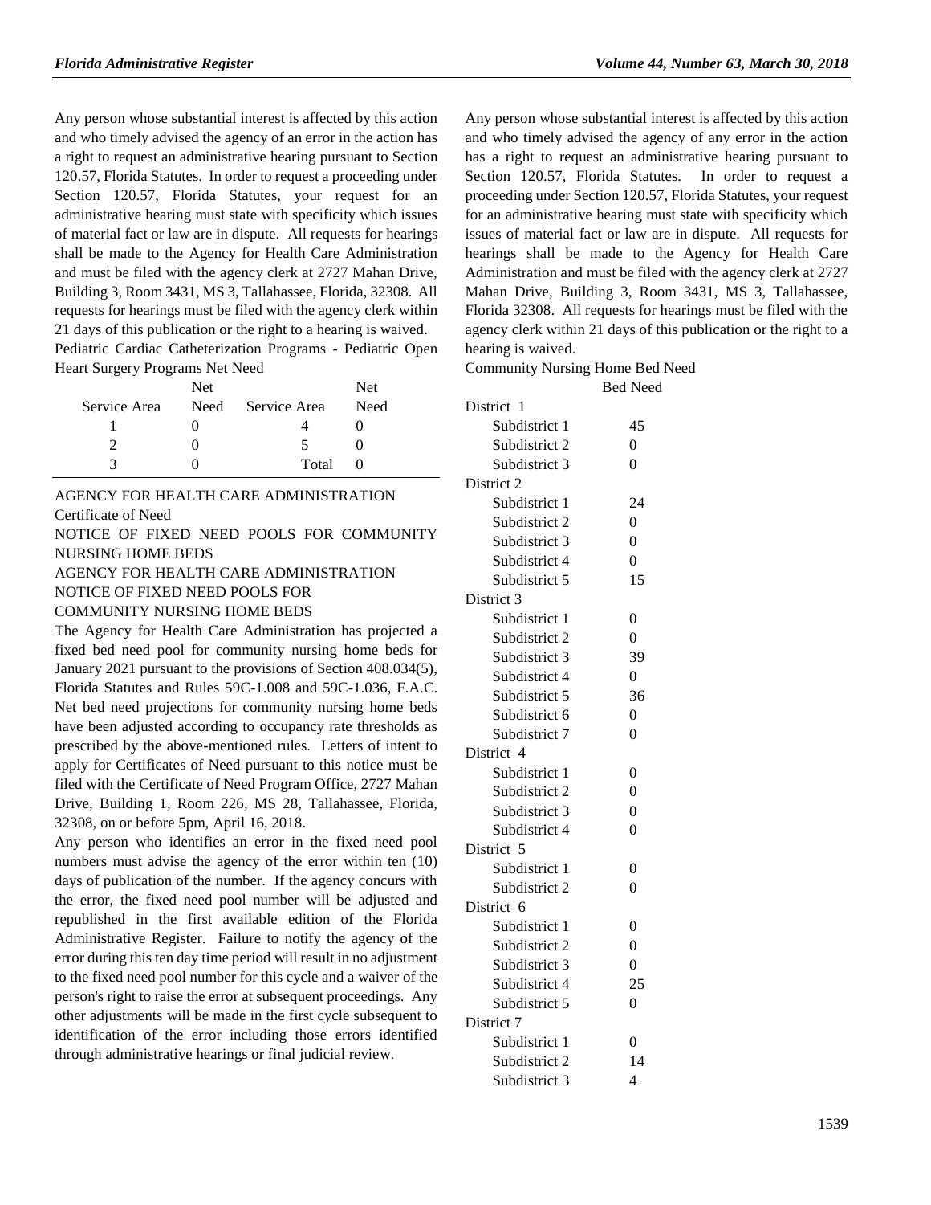Any person whose substantial interest is affected by this action and who timely advised the agency of an error in the action has a right to request an administrative hearing pursuant to Section 120.57, Florida Statutes. In order to request a proceeding under Section 120.57, Florida Statutes, your request for an administrative hearing must state with specificity which issues of material fact or law are in dispute. All requests for hearings shall be made to the Agency for Health Care Administration and must be filed with the agency clerk at 2727 Mahan Drive, Building 3, Room 3431, MS 3, Tallahassee, Florida, 32308. All requests for hearings must be filed with the agency clerk within 21 days of this publication or the right to a hearing is waived.

Pediatric Cardiac Catheterization Programs - Pediatric Open Heart Surgery Programs Net Need

| Service Area | Net Need | Service Area | Net Need |
|---|---|---|---|
| 1 | 0 | 4 | 0 |
| 2 | 0 | 5 | 0 |
| 3 | 0 | Total | 0 |

AGENCY FOR HEALTH CARE ADMINISTRATION

Certificate of Need

NOTICE OF FIXED NEED POOLS FOR COMMUNITY NURSING HOME BEDS

AGENCY FOR HEALTH CARE ADMINISTRATION

NOTICE OF FIXED NEED POOLS FOR COMMUNITY NURSING HOME BEDS

The Agency for Health Care Administration has projected a fixed bed need pool for community nursing home beds for January 2021 pursuant to the provisions of Section 408.034(5), Florida Statutes and Rules 59C-1.008 and 59C-1.036, F.A.C. Net bed need projections for community nursing home beds have been adjusted according to occupancy rate thresholds as prescribed by the above-mentioned rules. Letters of intent to apply for Certificates of Need pursuant to this notice must be filed with the Certificate of Need Program Office, 2727 Mahan Drive, Building 1, Room 226, MS 28, Tallahassee, Florida, 32308, on or before 5pm, April 16, 2018.

Any person who identifies an error in the fixed need pool numbers must advise the agency of the error within ten (10) days of publication of the number. If the agency concurs with the error, the fixed need pool number will be adjusted and republished in the first available edition of the Florida Administrative Register. Failure to notify the agency of the error during this ten day time period will result in no adjustment to the fixed need pool number for this cycle and a waiver of the person's right to raise the error at subsequent proceedings. Any other adjustments will be made in the first cycle subsequent to identification of the error including those errors identified through administrative hearings or final judicial review.

Any person whose substantial interest is affected by this action and who timely advised the agency of any error in the action has a right to request an administrative hearing pursuant to Section 120.57, Florida Statutes. In order to request a proceeding under Section 120.57, Florida Statutes, your request for an administrative hearing must state with specificity which issues of material fact or law are in dispute. All requests for hearings shall be made to the Agency for Health Care Administration and must be filed with the agency clerk at 2727 Mahan Drive, Building 3, Room 3431, MS 3, Tallahassee, Florida 32308. All requests for hearings must be filed with the agency clerk within 21 days of this publication or the right to a hearing is waived.

Community Nursing Home Bed Need

| | Bed Need |
|---|---|
| District 1 | |
| Subdistrict 1 | 45 |
| Subdistrict 2 | 0 |
| Subdistrict 3 | 0 |
| District 2 | |
| Subdistrict 1 | 24 |
| Subdistrict 2 | 0 |
| Subdistrict 3 | 0 |
| Subdistrict 4 | 0 |
| Subdistrict 5 | 15 |
| District 3 | |
| Subdistrict 1 | 0 |
| Subdistrict 2 | 0 |
| Subdistrict 3 | 39 |
| Subdistrict 4 | 0 |
| Subdistrict 5 | 36 |
| Subdistrict 6 | 0 |
| Subdistrict 7 | 0 |
| District 4 | |
| Subdistrict 1 | 0 |
| Subdistrict 2 | 0 |
| Subdistrict 3 | 0 |
| Subdistrict 4 | 0 |
| District 5 | |
| Subdistrict 1 | 0 |
| Subdistrict 2 | 0 |
| District 6 | |
| Subdistrict 1 | 0 |
| Subdistrict 2 | 0 |
| Subdistrict 3 | 0 |
| Subdistrict 4 | 25 |
| Subdistrict 5 | 0 |
| District 7 | |
| Subdistrict 1 | 0 |
| Subdistrict 2 | 14 |
| Subdistrict 3 | 4 |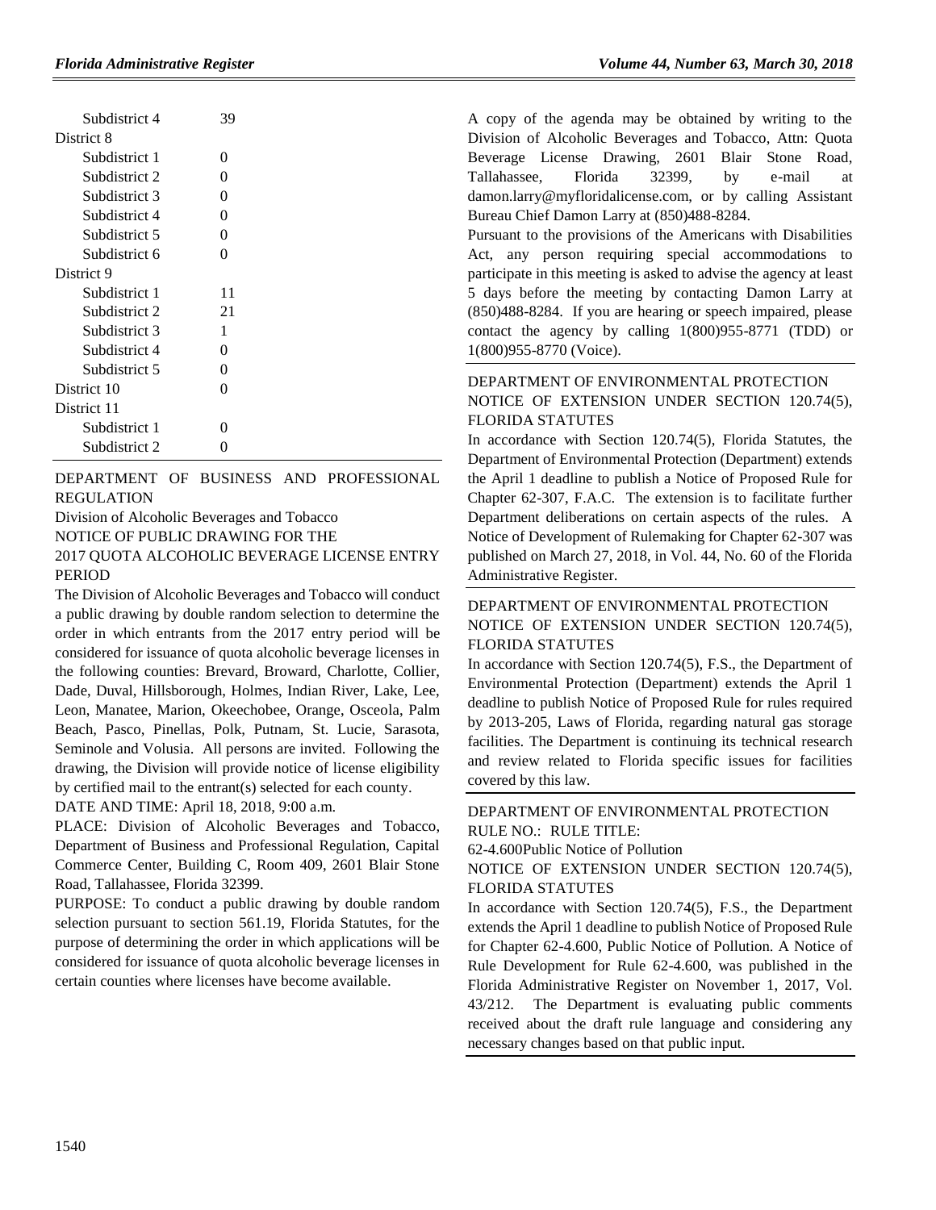| | |
|---|---|
| Subdistrict 4 | 39 |
| District 8 | |
| Subdistrict 1 | 0 |
| Subdistrict 2 | 0 |
| Subdistrict 3 | 0 |
| Subdistrict 4 | 0 |
| Subdistrict 5 | 0 |
| Subdistrict 6 | 0 |
| District 9 | |
| Subdistrict 1 | 11 |
| Subdistrict 2 | 21 |
| Subdistrict 3 | 1 |
| Subdistrict 4 | 0 |
| Subdistrict 5 | 0 |
| District 10 | 0 |
| District 11 | |
| Subdistrict 1 | 0 |
| Subdistrict 2 | 0 |

DEPARTMENT OF BUSINESS AND PROFESSIONAL REGULATION

Division of Alcoholic Beverages and Tobacco

NOTICE OF PUBLIC DRAWING FOR THE

2017 QUOTA ALCOHOLIC BEVERAGE LICENSE ENTRY PERIOD

The Division of Alcoholic Beverages and Tobacco will conduct a public drawing by double random selection to determine the order in which entrants from the 2017 entry period will be considered for issuance of quota alcoholic beverage licenses in the following counties: Brevard, Broward, Charlotte, Collier, Dade, Duval, Hillsborough, Holmes, Indian River, Lake, Lee, Leon, Manatee, Marion, Okeechobee, Orange, Osceola, Palm Beach, Pasco, Pinellas, Polk, Putnam, St. Lucie, Sarasota, Seminole and Volusia. All persons are invited. Following the drawing, the Division will provide notice of license eligibility by certified mail to the entrant(s) selected for each county.

DATE AND TIME: April 18, 2018, 9:00 a.m.

PLACE: Division of Alcoholic Beverages and Tobacco, Department of Business and Professional Regulation, Capital Commerce Center, Building C, Room 409, 2601 Blair Stone Road, Tallahassee, Florida 32399.

PURPOSE: To conduct a public drawing by double random selection pursuant to section 561.19, Florida Statutes, for the purpose of determining the order in which applications will be considered for issuance of quota alcoholic beverage licenses in certain counties where licenses have become available.

A copy of the agenda may be obtained by writing to the Division of Alcoholic Beverages and Tobacco, Attn: Quota Beverage License Drawing, 2601 Blair Stone Road, Tallahassee, Florida 32399, by e-mail at damon.larry@myfloridalicense.com, or by calling Assistant Bureau Chief Damon Larry at (850)488-8284.

Pursuant to the provisions of the Americans with Disabilities Act, any person requiring special accommodations to participate in this meeting is asked to advise the agency at least 5 days before the meeting by contacting Damon Larry at (850)488-8284. If you are hearing or speech impaired, please contact the agency by calling 1(800)955-8771 (TDD) or 1(800)955-8770 (Voice).

DEPARTMENT OF ENVIRONMENTAL PROTECTION

NOTICE OF EXTENSION UNDER SECTION 120.74(5), FLORIDA STATUTES

In accordance with Section 120.74(5), Florida Statutes, the Department of Environmental Protection (Department) extends the April 1 deadline to publish a Notice of Proposed Rule for Chapter 62-307, F.A.C. The extension is to facilitate further Department deliberations on certain aspects of the rules. A Notice of Development of Rulemaking for Chapter 62-307 was published on March 27, 2018, in Vol. 44, No. 60 of the Florida Administrative Register.

DEPARTMENT OF ENVIRONMENTAL PROTECTION

NOTICE OF EXTENSION UNDER SECTION 120.74(5), FLORIDA STATUTES

In accordance with Section 120.74(5), F.S., the Department of Environmental Protection (Department) extends the April 1 deadline to publish Notice of Proposed Rule for rules required by 2013-205, Laws of Florida, regarding natural gas storage facilities. The Department is continuing its technical research and review related to Florida specific issues for facilities covered by this law.

DEPARTMENT OF ENVIRONMENTAL PROTECTION

RULE NO.: RULE TITLE:

62-4.600Public Notice of Pollution

NOTICE OF EXTENSION UNDER SECTION 120.74(5), FLORIDA STATUTES

In accordance with Section 120.74(5), F.S., the Department extends the April 1 deadline to publish Notice of Proposed Rule for Chapter 62-4.600, Public Notice of Pollution. A Notice of Rule Development for Rule 62-4.600, was published in the Florida Administrative Register on November 1, 2017, Vol. 43/212. The Department is evaluating public comments received about the draft rule language and considering any necessary changes based on that public input.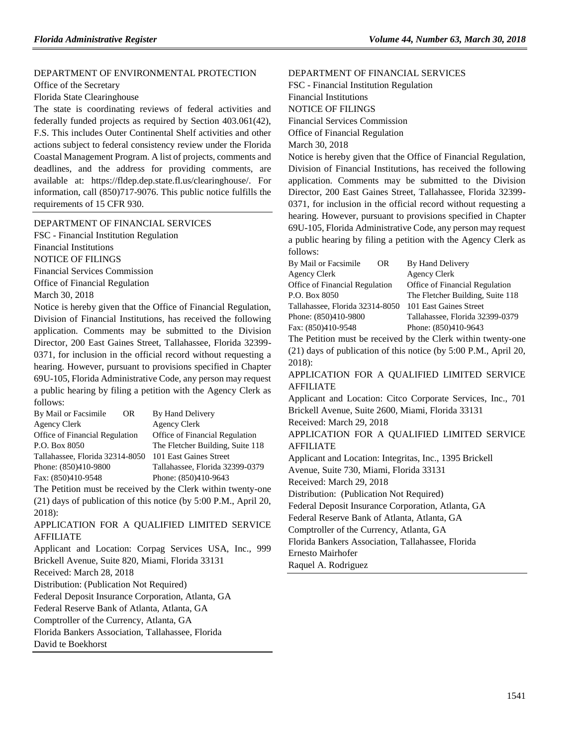DEPARTMENT OF ENVIRONMENTAL PROTECTION

Office of the Secretary

Florida State Clearinghouse

The state is coordinating reviews of federal activities and federally funded projects as required by Section 403.061(42), F.S. This includes Outer Continental Shelf activities and other actions subject to federal consistency review under the Florida Coastal Management Program. A list of projects, comments and deadlines, and the address for providing comments, are available at: https://fldep.dep.state.fl.us/clearinghouse/. For information, call (850)717-9076. This public notice fulfills the requirements of 15 CFR 930.

---

DEPARTMENT OF FINANCIAL SERVICES

FSC - Financial Institution Regulation

Financial Institutions

NOTICE OF FILINGS

Financial Services Commission

Office of Financial Regulation

March 30, 2018

Notice is hereby given that the Office of Financial Regulation, Division of Financial Institutions, has received the following application. Comments may be submitted to the Division Director, 200 East Gaines Street, Tallahassee, Florida 32399-0371, for inclusion in the official record without requesting a hearing. However, pursuant to provisions specified in Chapter 69U-105, Florida Administrative Code, any person may request a public hearing by filing a petition with the Agency Clerk as follows:

| By Mail or Facsimile OR | By Hand Delivery |
|---|---|
| Agency Clerk | Agency Clerk |
| Office of Financial Regulation | Office of Financial Regulation |
| P.O. Box 8050 | The Fletcher Building, Suite 118 |
| Tallahassee, Florida 32314-8050 | 101 East Gaines Street |
| Phone: (850)410-9800 | Tallahassee, Florida 32399-0379 |
| Fax: (850)410-9548 | Phone: (850)410-9643 |

The Petition must be received by the Clerk within twenty-one (21) days of publication of this notice (by 5:00 P.M., April 20, 2018):

APPLICATION FOR A QUALIFIED LIMITED SERVICE AFFILIATE

Applicant and Location: Corpag Services USA, Inc., 999 Brickell Avenue, Suite 820, Miami, Florida 33131

Received: March 28, 2018

Distribution: (Publication Not Required)

Federal Deposit Insurance Corporation, Atlanta, GA

Federal Reserve Bank of Atlanta, Atlanta, GA

Comptroller of the Currency, Atlanta, GA

Florida Bankers Association, Tallahassee, Florida

David te Boekhorst

---

DEPARTMENT OF FINANCIAL SERVICES

FSC - Financial Institution Regulation

Financial Institutions

NOTICE OF FILINGS

Financial Services Commission

Office of Financial Regulation

March 30, 2018

Notice is hereby given that the Office of Financial Regulation, Division of Financial Institutions, has received the following application. Comments may be submitted to the Division Director, 200 East Gaines Street, Tallahassee, Florida 32399-0371, for inclusion in the official record without requesting a hearing. However, pursuant to provisions specified in Chapter 69U-105, Florida Administrative Code, any person may request a public hearing by filing a petition with the Agency Clerk as follows:

| By Mail or Facsimile OR | By Hand Delivery |
|---|---|
| Agency Clerk | Agency Clerk |
| Office of Financial Regulation | Office of Financial Regulation |
| P.O. Box 8050 | The Fletcher Building, Suite 118 |
| Tallahassee, Florida 32314-8050 | 101 East Gaines Street |
| Phone: (850)410-9800 | Tallahassee, Florida 32399-0379 |
| Fax: (850)410-9548 | Phone: (850)410-9643 |

The Petition must be received by the Clerk within twenty-one (21) days of publication of this notice (by 5:00 P.M., April 20, 2018):

APPLICATION FOR A QUALIFIED LIMITED SERVICE AFFILIATE

Applicant and Location: Citco Corporate Services, Inc., 701 Brickell Avenue, Suite 2600, Miami, Florida 33131

Received: March 29, 2018

APPLICATION FOR A QUALIFIED LIMITED SERVICE AFFILIATE

Applicant and Location: Integritas, Inc., 1395 Brickell Avenue, Suite 730, Miami, Florida 33131

Received: March 29, 2018

Distribution: (Publication Not Required)

Federal Deposit Insurance Corporation, Atlanta, GA

Federal Reserve Bank of Atlanta, Atlanta, GA

Comptroller of the Currency, Atlanta, GA

Florida Bankers Association, Tallahassee, Florida

Ernesto Mairhofer

Raquel A. Rodriguez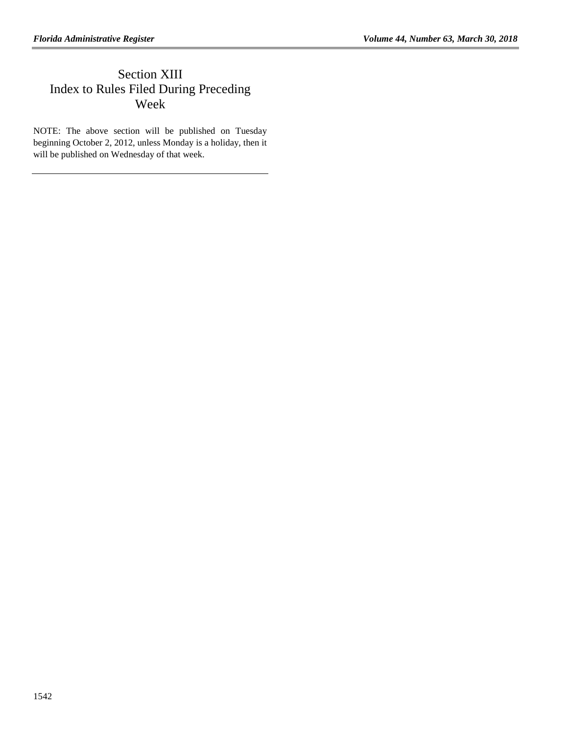# Section XIII
# Index to Rules Filed During Preceding Week

NOTE: The above section will be published on Tuesday beginning October 2, 2012, unless Monday is a holiday, then it will be published on Wednesday of that week.